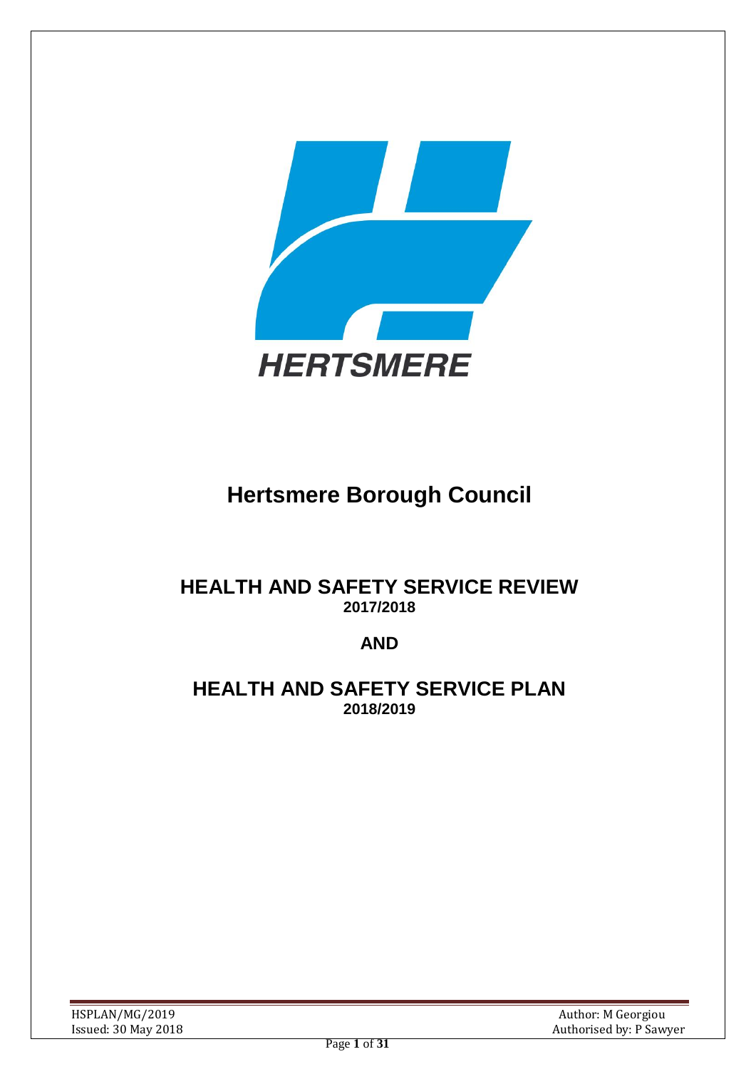HERTSMERE

# Hertsmere Borough Council

## HEALTH AND SAFETY SERVICE REVIEW
**2017/2018**

**AND**

## HEALTH AND SAFETY SERVICE PLAN
**2018/2019**

HSPLAN/MG/2019
Issued: 30 May 2018

Author: M Georgiou
Authorised by: P Sawyer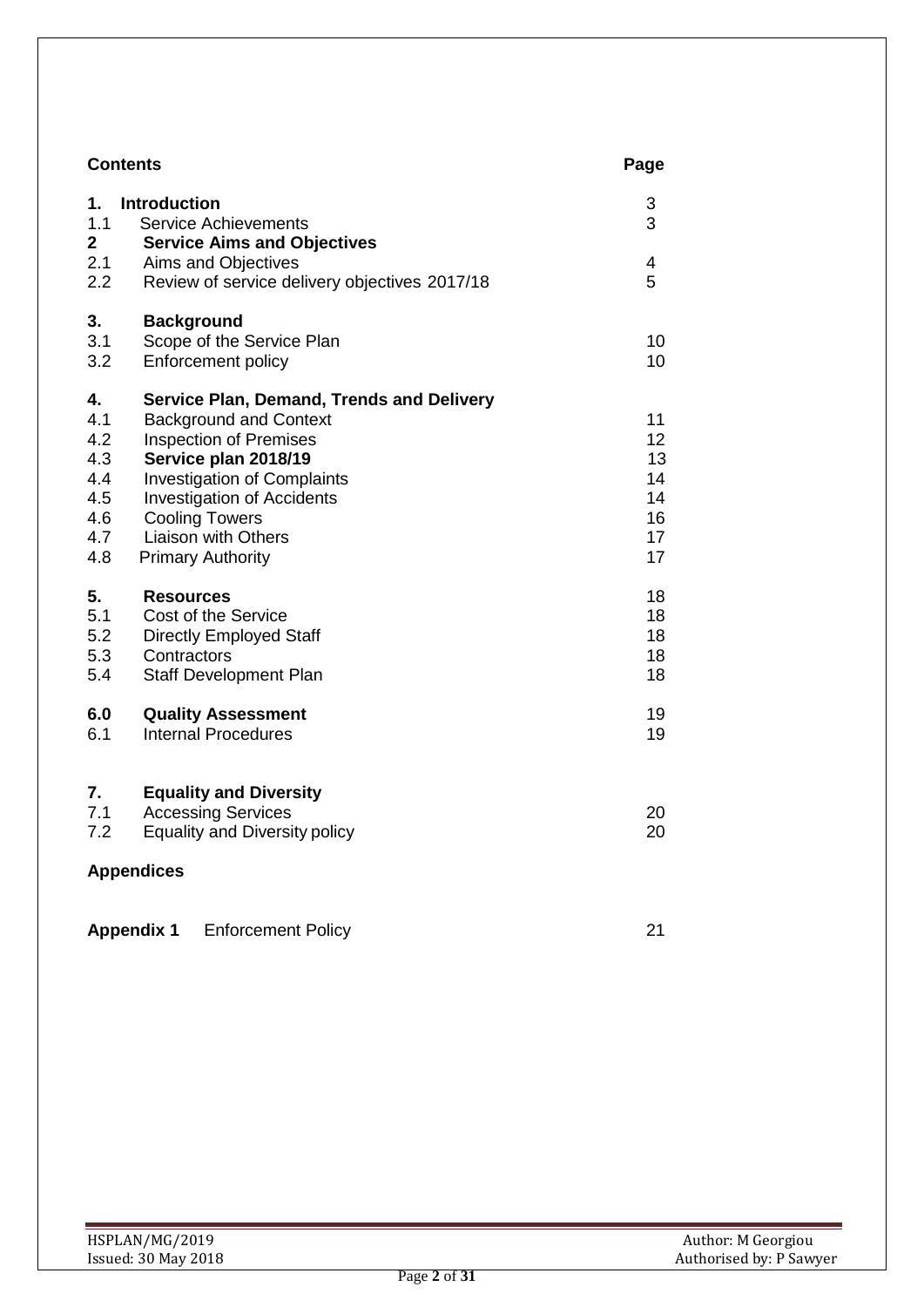## Contents

| | | Page |
|---|---|---|
| **1.** | **Introduction** | 3 |
| 1.1 | Service Achievements | 3 |
| **2** | **Service Aims and Objectives** | |
| 2.1 | Aims and Objectives | 4 |
| 2.2 | Review of service delivery objectives 2017/18 | 5 |
| **3.** | **Background** | |
| 3.1 | Scope of the Service Plan | 10 |
| 3.2 | Enforcement policy | 10 |
| **4.** | **Service Plan, Demand, Trends and Delivery** | |
| 4.1 | Background and Context | 11 |
| 4.2 | Inspection of Premises | 12 |
| 4.3 | **Service plan 2018/19** | 13 |
| 4.4 | Investigation of Complaints | 14 |
| 4.5 | Investigation of Accidents | 14 |
| 4.6 | Cooling Towers | 16 |
| 4.7 | Liaison with Others | 17 |
| 4.8 | Primary Authority | 17 |
| **5.** | **Resources** | 18 |
| 5.1 | Cost of the Service | 18 |
| 5.2 | Directly Employed Staff | 18 |
| 5.3 | Contractors | 18 |
| 5.4 | Staff Development Plan | 18 |
| **6.0** | **Quality Assessment** | 19 |
| 6.1 | Internal Procedures | 19 |
| **7.** | **Equality and Diversity** | |
| 7.1 | Accessing Services | 20 |
| 7.2 | Equality and Diversity policy | 20 |
| **Appendices** | | |
| **Appendix 1** | Enforcement Policy | 21 |

HSPLAN/MG/2019
Issued: 30 May 2018

Author: M Georgiou
Authorised by: P Sawyer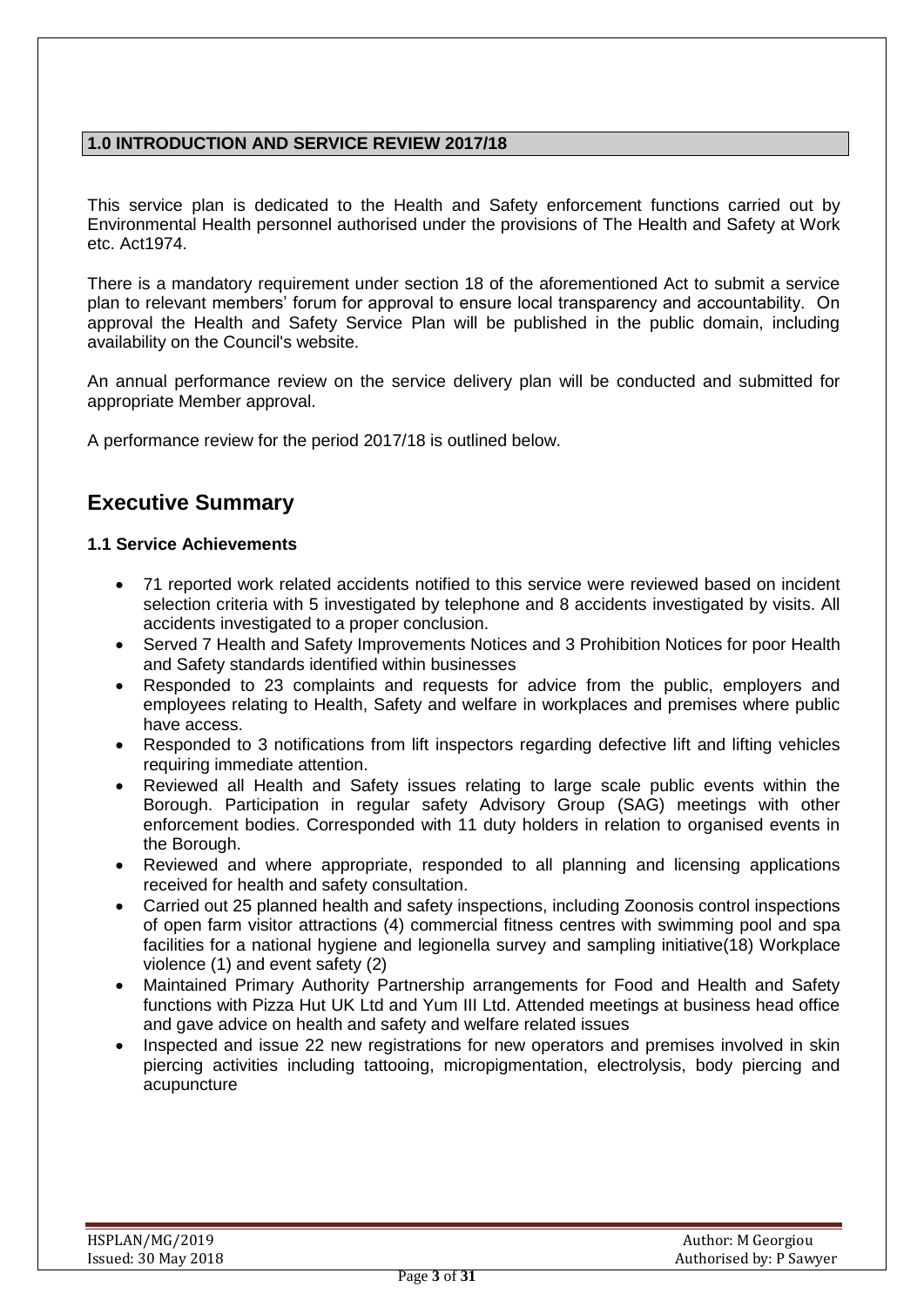## 1.0 INTRODUCTION AND SERVICE REVIEW 2017/18

This service plan is dedicated to the Health and Safety enforcement functions carried out by Environmental Health personnel authorised under the provisions of The Health and Safety at Work etc. Act1974.

There is a mandatory requirement under section 18 of the aforementioned Act to submit a service plan to relevant members' forum for approval to ensure local transparency and accountability. On approval the Health and Safety Service Plan will be published in the public domain, including availability on the Council's website.

An annual performance review on the service delivery plan will be conducted and submitted for appropriate Member approval.

A performance review for the period 2017/18 is outlined below.

# Executive Summary

### 1.1 Service Achievements

- 71 reported work related accidents notified to this service were reviewed based on incident selection criteria with 5 investigated by telephone and 8 accidents investigated by visits. All accidents investigated to a proper conclusion.
- Served 7 Health and Safety Improvements Notices and 3 Prohibition Notices for poor Health and Safety standards identified within businesses
- Responded to 23 complaints and requests for advice from the public, employers and employees relating to Health, Safety and welfare in workplaces and premises where public have access.
- Responded to 3 notifications from lift inspectors regarding defective lift and lifting vehicles requiring immediate attention.
- Reviewed all Health and Safety issues relating to large scale public events within the Borough. Participation in regular safety Advisory Group (SAG) meetings with other enforcement bodies. Corresponded with 11 duty holders in relation to organised events in the Borough.
- Reviewed and where appropriate, responded to all planning and licensing applications received for health and safety consultation.
- Carried out 25 planned health and safety inspections, including Zoonosis control inspections of open farm visitor attractions (4) commercial fitness centres with swimming pool and spa facilities for a national hygiene and legionella survey and sampling initiative(18) Workplace violence (1) and event safety (2)
- Maintained Primary Authority Partnership arrangements for Food and Health and Safety functions with Pizza Hut UK Ltd and Yum III Ltd. Attended meetings at business head office and gave advice on health and safety and welfare related issues
- Inspected and issue 22 new registrations for new operators and premises involved in skin piercing activities including tattooing, micropigmentation, electrolysis, body piercing and acupuncture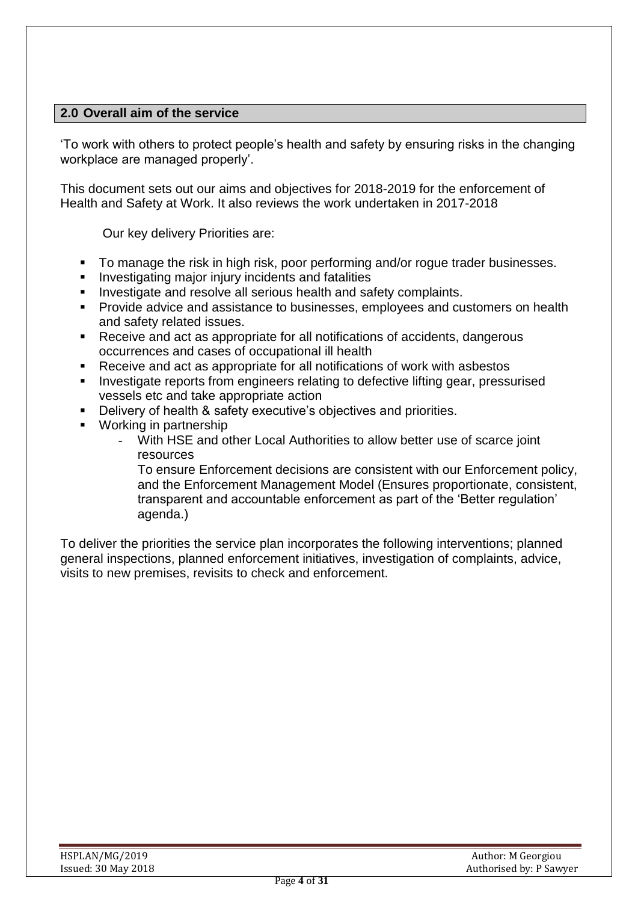## 2.0 Overall aim of the service

'To work with others to protect people's health and safety by ensuring risks in the changing workplace are managed properly'.

This document sets out our aims and objectives for 2018-2019 for the enforcement of Health and Safety at Work. It also reviews the work undertaken in 2017-2018

Our key delivery Priorities are:

- To manage the risk in high risk, poor performing and/or rogue trader businesses.
- Investigating major injury incidents and fatalities
- Investigate and resolve all serious health and safety complaints.
- Provide advice and assistance to businesses, employees and customers on health and safety related issues.
- Receive and act as appropriate for all notifications of accidents, dangerous occurrences and cases of occupational ill health
- Receive and act as appropriate for all notifications of work with asbestos
- Investigate reports from engineers relating to defective lifting gear, pressurised vessels etc and take appropriate action
- Delivery of health & safety executive's objectives and priorities.
- Working in partnership
  - With HSE and other Local Authorities to allow better use of scarce joint resources

    To ensure Enforcement decisions are consistent with our Enforcement policy, and the Enforcement Management Model (Ensures proportionate, consistent, transparent and accountable enforcement as part of the 'Better regulation' agenda.)

To deliver the priorities the service plan incorporates the following interventions; planned general inspections, planned enforcement initiatives, investigation of complaints, advice, visits to new premises, revisits to check and enforcement.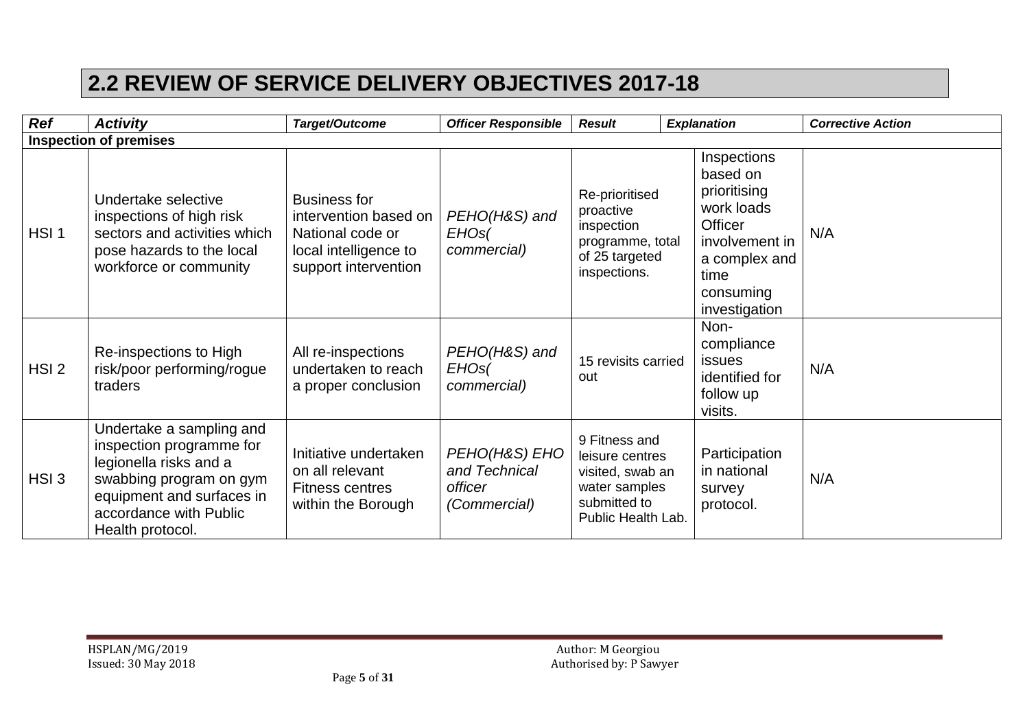## 2.2 REVIEW OF SERVICE DELIVERY OBJECTIVES 2017-18

| ***Ref*** | ***Activity*** | ***Target/Outcome*** | ***Officer Responsible*** | ***Result*** | ***Explanation*** | ***Corrective Action*** |
|---|---|---|---|---|---|---|
| **Inspection of premises** | | | | | | |
| HSI 1 | Undertake selective inspections of high risk sectors and activities which pose hazards to the local workforce or community | Business for intervention based on National code or local intelligence to support intervention | *PEHO(H&S) and EHOs( commercial)* | Re-prioritised proactive inspection programme, total of 25 targeted inspections. | Inspections based on prioritising work loads Officer involvement in a complex and time consuming investigation | N/A |
| HSI 2 | Re-inspections to High risk/poor performing/rogue traders | All re-inspections undertaken to reach a proper conclusion | *PEHO(H&S) and EHOs( commercial)* | 15 revisits carried out | Non-compliance issues identified for follow up visits. | N/A |
| HSI 3 | Undertake a sampling and inspection programme for legionella risks and a swabbing program on gym equipment and surfaces in accordance with Public Health protocol. | Initiative undertaken on all relevant Fitness centres within the Borough | *PEHO(H&S) EHO and Technical officer (Commercial)* | 9 Fitness and leisure centres visited, swab an water samples submitted to Public Health Lab. | Participation in national survey protocol. | N/A |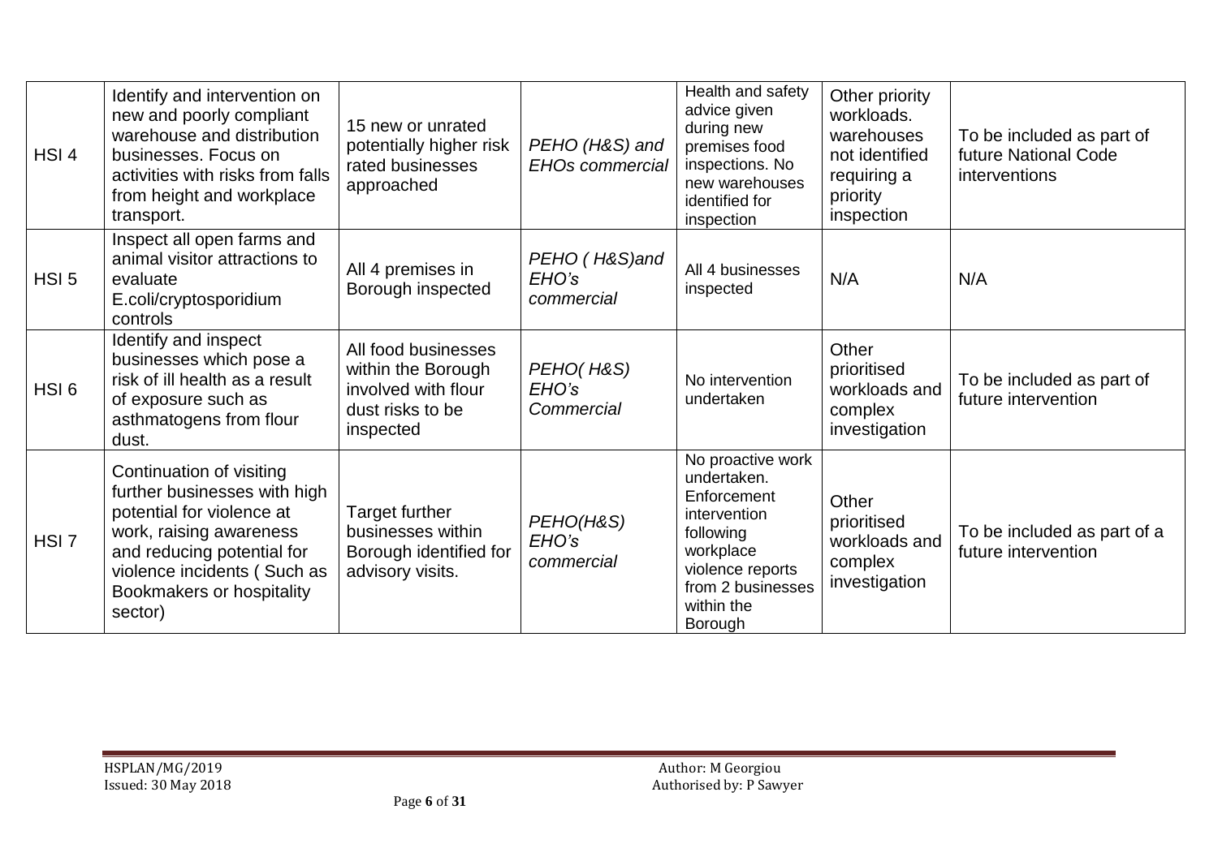| HSI 4 | Identify and intervention on new and poorly compliant warehouse and distribution businesses. Focus on activities with risks from falls from height and workplace transport. | 15 new or unrated potentially higher risk rated businesses approached | *PEHO (H&S) and EHOs commercial* | Health and safety advice given during new premises food inspections. No new warehouses identified for inspection | Other priority workloads. warehouses not identified requiring a priority inspection | To be included as part of future National Code interventions |
|---|---|---|---|---|---|---|
| HSI 5 | Inspect all open farms and animal visitor attractions to evaluate E.coli/cryptosporidium controls | All 4 premises in Borough inspected | *PEHO ( H&S)and EHO's commercial* | All 4 businesses inspected | N/A | N/A |
| HSI 6 | Identify and inspect businesses which pose a risk of ill health as a result of exposure such as asthmatogens from flour dust. | All food businesses within the Borough involved with flour dust risks to be inspected | *PEHO( H&S) EHO's Commercial* | No intervention undertaken | Other prioritised workloads and complex investigation | To be included as part of future intervention |
| HSI 7 | Continuation of visiting further businesses with high potential for violence at work, raising awareness and reducing potential for violence incidents ( Such as Bookmakers or hospitality sector) | Target further businesses within Borough identified for advisory visits. | *PEHO(H&S) EHO's commercial* | No proactive work undertaken. Enforcement intervention following workplace violence reports from 2 businesses within the Borough | Other prioritised workloads and complex investigation | To be included as part of a future intervention |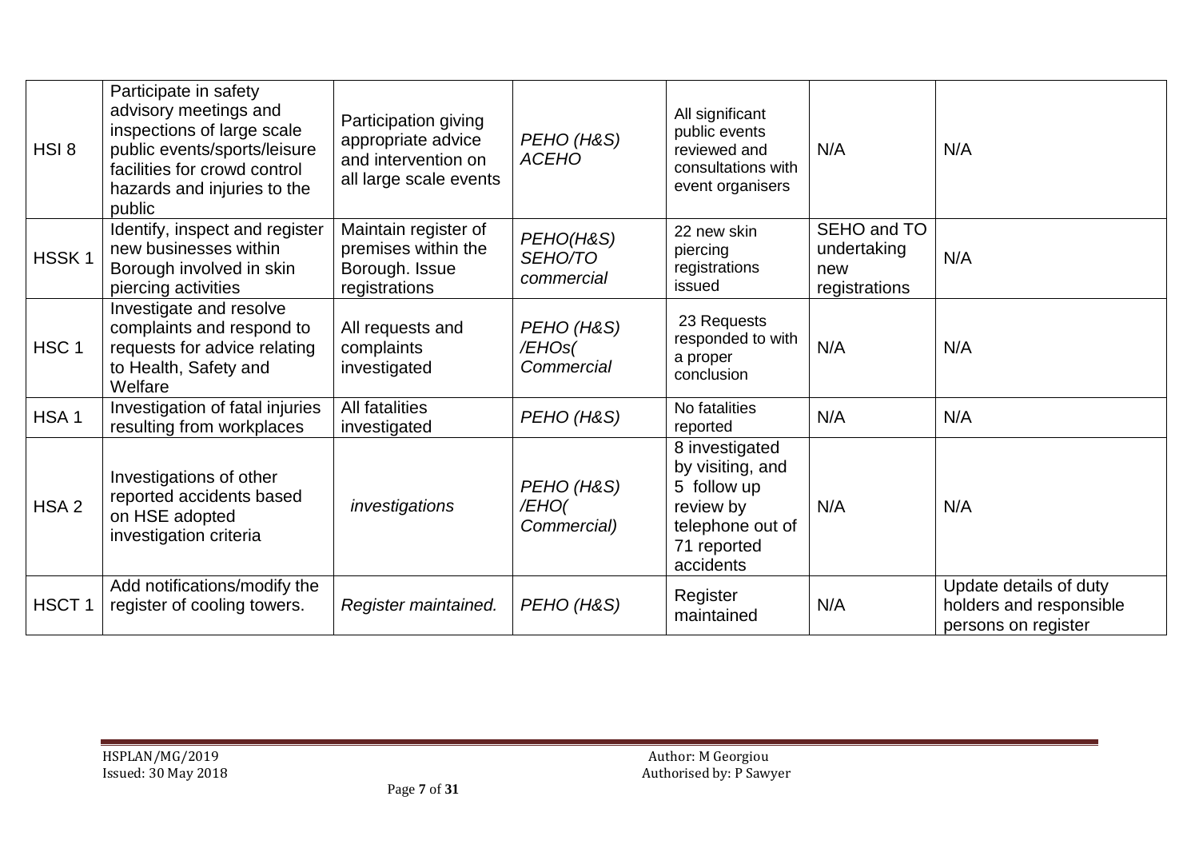| | | | | | | |
|---|---|---|---|---|---|---|
| HSI 8 | Participate in safety advisory meetings and inspections of large scale public events/sports/leisure facilities for crowd control hazards and injuries to the public | Participation giving appropriate advice and intervention on all large scale events | *PEHO (H&S) ACEHO* | All significant public events reviewed and consultations with event organisers | N/A | N/A |
| HSSK 1 | Identify, inspect and register new businesses within Borough involved in skin piercing activities | Maintain register of premises within the Borough. Issue registrations | *PEHO(H&S) SEHO/TO commercial* | 22 new skin piercing registrations issued | SEHO and TO undertaking new registrations | N/A |
| HSC 1 | Investigate and resolve complaints and respond to requests for advice relating to Health, Safety and Welfare | All requests and complaints investigated | *PEHO (H&S) /EHOs( Commercial* | 23 Requests responded to with a proper conclusion | N/A | N/A |
| HSA 1 | Investigation of fatal injuries resulting from workplaces | All fatalities investigated | *PEHO (H&S)* | No fatalities reported | N/A | N/A |
| HSA 2 | Investigations of other reported accidents based on HSE adopted investigation criteria | *investigations* | *PEHO (H&S) /EHO( Commercial)* | 8 investigated by visiting, and 5 follow up review by telephone out of 71 reported accidents | N/A | N/A |
| HSCT 1 | Add notifications/modify the register of cooling towers. | *Register maintained.* | *PEHO (H&S)* | Register maintained | N/A | Update details of duty holders and responsible persons on register |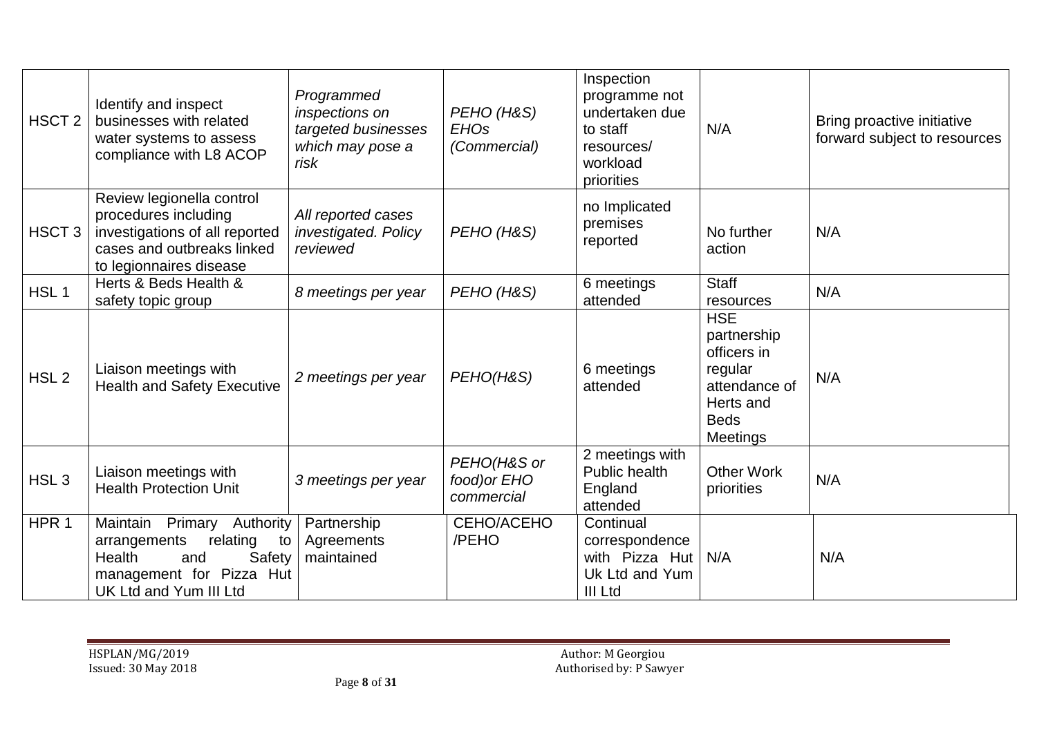| | | | | | | |
|---|---|---|---|---|---|---|
| HSCT 2 | Identify and inspect businesses with related water systems to assess compliance with L8 ACOP | *Programmed inspections on targeted businesses which may pose a risk* | *PEHO (H&S) EHOs (Commercial)* | Inspection programme not undertaken due to staff resources/ workload priorities | N/A | Bring proactive initiative forward subject to resources |
| HSCT 3 | Review legionella control procedures including investigations of all reported cases and outbreaks linked to legionnaires disease | *All reported cases investigated. Policy reviewed* | *PEHO (H&S)* | no Implicated premises reported | No further action | N/A |
| HSL 1 | Herts & Beds Health & safety topic group | *8 meetings per year* | *PEHO (H&S)* | 6 meetings attended | Staff resources | N/A |
| HSL 2 | Liaison meetings with Health and Safety Executive | *2 meetings per year* | *PEHO(H&S)* | 6 meetings attended | HSE partnership officers in regular attendance of Herts and Beds Meetings | N/A |
| HSL 3 | Liaison meetings with Health Protection Unit | *3 meetings per year* | *PEHO(H&S or food)or EHO commercial* | 2 meetings with Public health England attended | Other Work priorities | N/A |
| HPR 1 | Maintain Primary Authority arrangements relating to Health and Safety management for Pizza Hut UK Ltd and Yum III Ltd | Partnership Agreements maintained | CEHO/ACEHO /PEHO | Continual correspondence with Pizza Hut Uk Ltd and Yum III Ltd | N/A | N/A |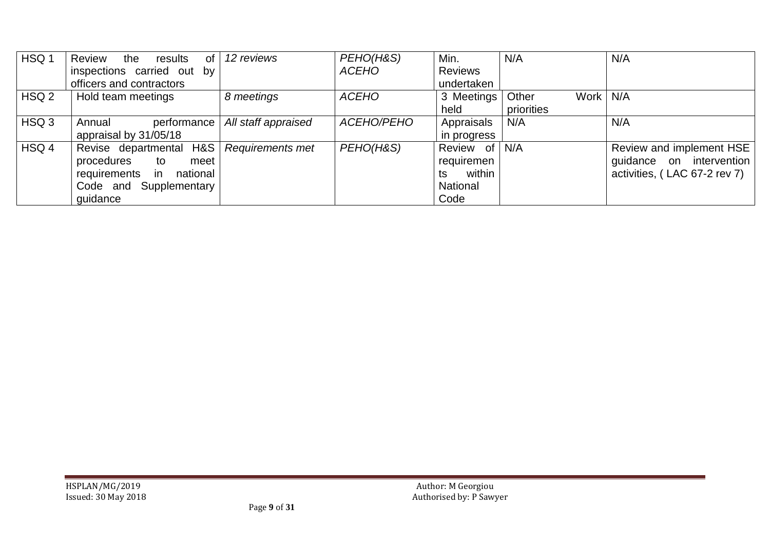| HSQ 1 | Review the results of inspections carried out by officers and contractors | *12 reviews* | *PEHO(H&S) ACEHO* | Min. Reviews undertaken | N/A | N/A |
|---|---|---|---|---|---|---|
| HSQ 2 | Hold team meetings | *8 meetings* | *ACEHO* | 3 Meetings held | Other Work priorities | N/A |
| HSQ 3 | Annual performance appraisal by 31/05/18 | *All staff appraised* | *ACEHO/PEHO* | Appraisals in progress | N/A | N/A |
| HSQ 4 | Revise departmental H&S procedures to meet requirements in national Code and Supplementary guidance | *Requirements met* | *PEHO(H&S)* | Review of requirements within National Code | N/A | Review and implement HSE guidance on intervention activities, ( LAC 67-2 rev 7) |

HSPLAN/MG/2019
Issued: 30 May 2018

Author: M Georgiou
Authorised by: P Sawyer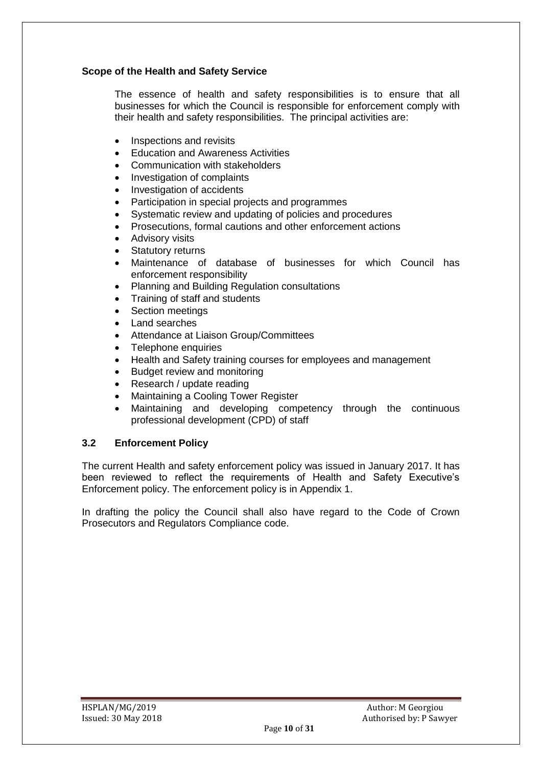### Scope of the Health and Safety Service

The essence of health and safety responsibilities is to ensure that all businesses for which the Council is responsible for enforcement comply with their health and safety responsibilities. The principal activities are:

- Inspections and revisits
- Education and Awareness Activities
- Communication with stakeholders
- Investigation of complaints
- Investigation of accidents
- Participation in special projects and programmes
- Systematic review and updating of policies and procedures
- Prosecutions, formal cautions and other enforcement actions
- Advisory visits
- Statutory returns
- Maintenance of database of businesses for which Council has enforcement responsibility
- Planning and Building Regulation consultations
- Training of staff and students
- Section meetings
- Land searches
- Attendance at Liaison Group/Committees
- Telephone enquiries
- Health and Safety training courses for employees and management
- Budget review and monitoring
- Research / update reading
- Maintaining a Cooling Tower Register
- Maintaining and developing competency through the continuous professional development (CPD) of staff

### 3.2 Enforcement Policy

The current Health and safety enforcement policy was issued in January 2017. It has been reviewed to reflect the requirements of Health and Safety Executive's Enforcement policy. The enforcement policy is in Appendix 1.

In drafting the policy the Council shall also have regard to the Code of Crown Prosecutors and Regulators Compliance code.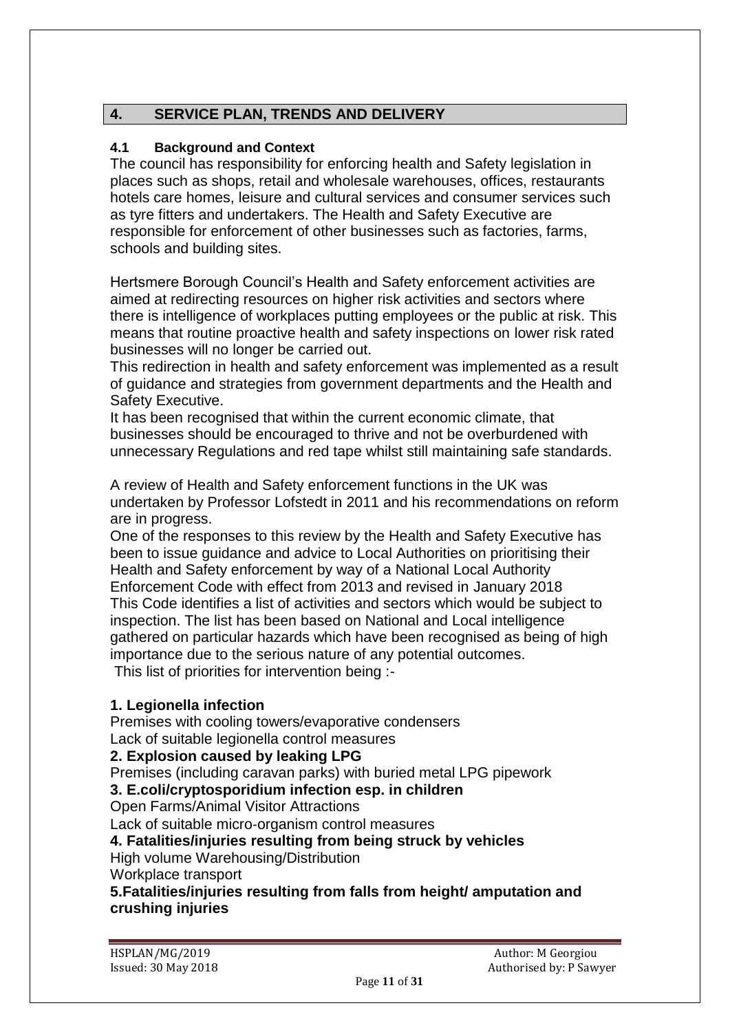## 4. SERVICE PLAN, TRENDS AND DELIVERY

### 4.1 Background and Context

The council has responsibility for enforcing health and Safety legislation in places such as shops, retail and wholesale warehouses, offices, restaurants hotels care homes, leisure and cultural services and consumer services such as tyre fitters and undertakers. The Health and Safety Executive are responsible for enforcement of other businesses such as factories, farms, schools and building sites.

Hertsmere Borough Council's Health and Safety enforcement activities are aimed at redirecting resources on higher risk activities and sectors where there is intelligence of workplaces putting employees or the public at risk. This means that routine proactive health and safety inspections on lower risk rated businesses will no longer be carried out.

This redirection in health and safety enforcement was implemented as a result of guidance and strategies from government departments and the Health and Safety Executive.

It has been recognised that within the current economic climate, that businesses should be encouraged to thrive and not be overburdened with unnecessary Regulations and red tape whilst still maintaining safe standards.

A review of Health and Safety enforcement functions in the UK was undertaken by Professor Lofstedt in 2011 and his recommendations on reform are in progress.

One of the responses to this review by the Health and Safety Executive has been to issue guidance and advice to Local Authorities on prioritising their Health and Safety enforcement by way of a National Local Authority Enforcement Code with effect from 2013 and revised in January 2018

This Code identifies a list of activities and sectors which would be subject to inspection. The list has been based on National and Local intelligence gathered on particular hazards which have been recognised as being of high importance due to the serious nature of any potential outcomes.

This list of priorities for intervention being :-

**1. Legionella infection**

Premises with cooling towers/evaporative condensers
Lack of suitable legionella control measures

**2. Explosion caused by leaking LPG**

Premises (including caravan parks) with buried metal LPG pipework

**3. E.coli/cryptosporidium infection esp. in children**

Open Farms/Animal Visitor Attractions
Lack of suitable micro-organism control measures

**4. Fatalities/injuries resulting from being struck by vehicles**

High volume Warehousing/Distribution
Workplace transport

**5.Fatalities/injuries resulting from falls from height/ amputation and crushing injuries**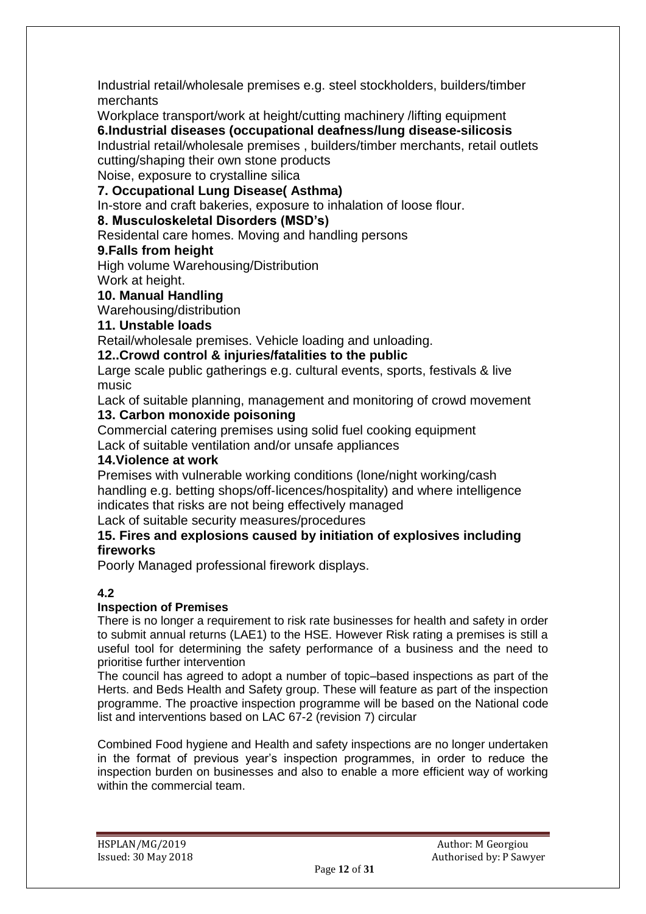Industrial retail/wholesale premises e.g. steel stockholders, builders/timber merchants

Workplace transport/work at height/cutting machinery /lifting equipment

**6.Industrial diseases (occupational deafness/lung disease-silicosis**

Industrial retail/wholesale premises , builders/timber merchants, retail outlets cutting/shaping their own stone products

Noise, exposure to crystalline silica

**7. Occupational Lung Disease( Asthma)**

In-store and craft bakeries, exposure to inhalation of loose flour.

**8. Musculoskeletal Disorders (MSD's)**

Residental care homes. Moving and handling persons

**9.Falls from height**

High volume Warehousing/Distribution

Work at height.

**10. Manual Handling**

Warehousing/distribution

**11. Unstable loads**

Retail/wholesale premises. Vehicle loading and unloading.

**12..Crowd control & injuries/fatalities to the public**

Large scale public gatherings e.g. cultural events, sports, festivals & live music

Lack of suitable planning, management and monitoring of crowd movement

**13. Carbon monoxide poisoning**

Commercial catering premises using solid fuel cooking equipment

Lack of suitable ventilation and/or unsafe appliances

**14.Violence at work**

Premises with vulnerable working conditions (lone/night working/cash handling e.g. betting shops/off-licences/hospitality) and where intelligence indicates that risks are not being effectively managed

Lack of suitable security measures/procedures

**15. Fires and explosions caused by initiation of explosives including fireworks**

Poorly Managed professional firework displays.

**4.2**

**Inspection of Premises**

There is no longer a requirement to risk rate businesses for health and safety in order to submit annual returns (LAE1) to the HSE. However Risk rating a premises is still a useful tool for determining the safety performance of a business and the need to prioritise further intervention

The council has agreed to adopt a number of topic–based inspections as part of the Herts. and Beds Health and Safety group. These will feature as part of the inspection programme. The proactive inspection programme will be based on the National code list and interventions based on LAC 67-2 (revision 7) circular

Combined Food hygiene and Health and safety inspections are no longer undertaken in the format of previous year's inspection programmes, in order to reduce the inspection burden on businesses and also to enable a more efficient way of working within the commercial team.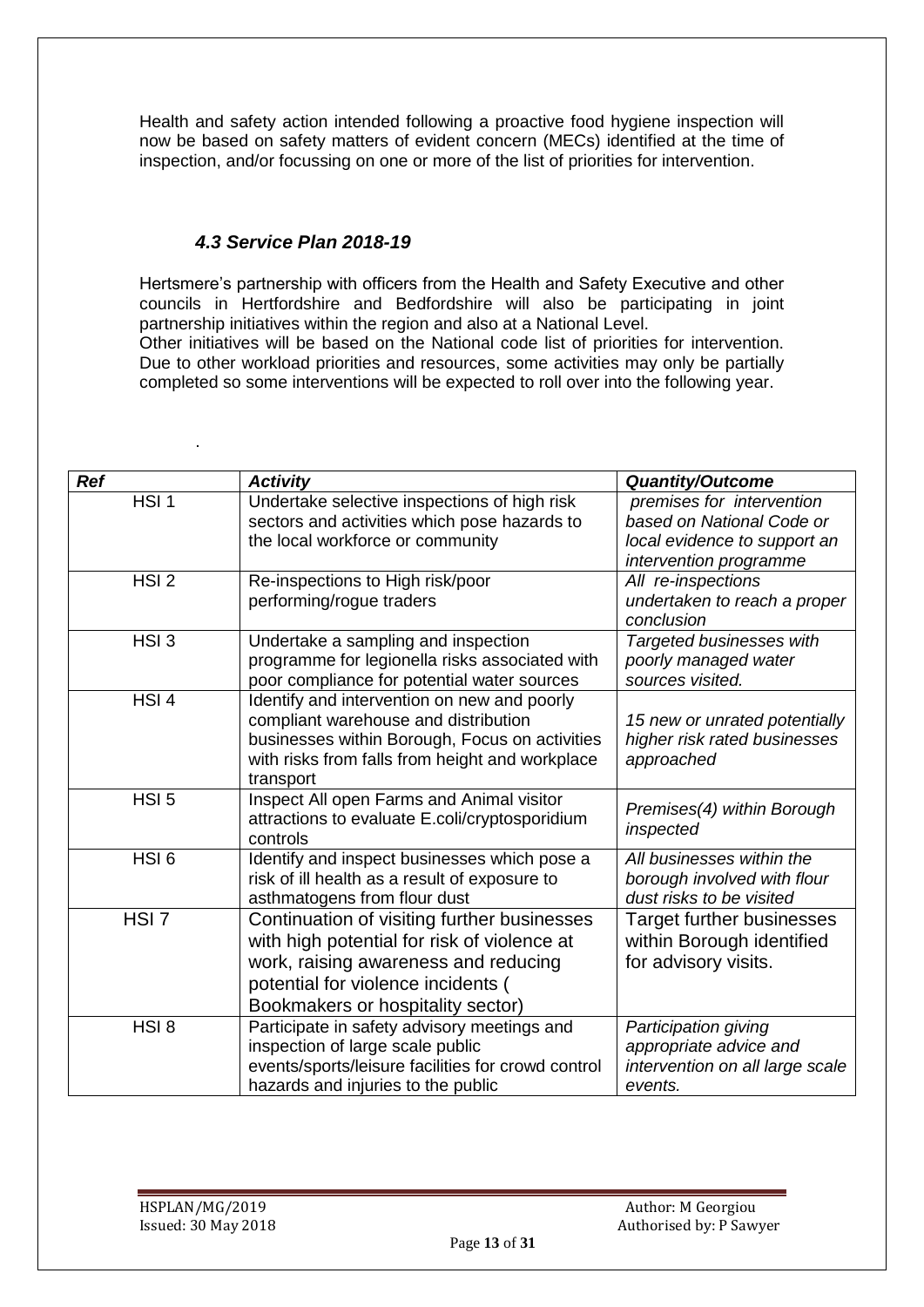Health and safety action intended following a proactive food hygiene inspection will now be based on safety matters of evident concern (MECs) identified at the time of inspection, and/or focussing on one or more of the list of priorities for intervention.

### *4.3 Service Plan 2018-19*

Hertsmere's partnership with officers from the Health and Safety Executive and other councils in Hertfordshire and Bedfordshire will also be participating in joint partnership initiatives within the region and also at a National Level.
Other initiatives will be based on the National code list of priorities for intervention. Due to other workload priorities and resources, some activities may only be partially completed so some interventions will be expected to roll over into the following year.

.

| ***Ref*** | ***Activity*** | ***Quantity/Outcome*** |
|---|---|---|
| HSI 1 | Undertake selective inspections of high risk sectors and activities which pose hazards to the local workforce or community | *premises for intervention based on National Code or local evidence to support an intervention programme* |
| HSI 2 | Re-inspections to High risk/poor performing/rogue traders | *All re-inspections undertaken to reach a proper conclusion* |
| HSI 3 | Undertake a sampling and inspection programme for legionella risks associated with poor compliance for potential water sources | *Targeted businesses with poorly managed water sources visited.* |
| HSI 4 | Identify and intervention on new and poorly compliant warehouse and distribution businesses within Borough, Focus on activities with risks from falls from height and workplace transport | *15 new or unrated potentially higher risk rated businesses approached* |
| HSI 5 | Inspect All open Farms and Animal visitor attractions to evaluate E.coli/cryptosporidium controls | *Premises(4) within Borough inspected* |
| HSI 6 | Identify and inspect businesses which pose a risk of ill health as a result of exposure to asthmatogens from flour dust | *All businesses within the borough involved with flour dust risks to be visited* |
| HSI 7 | Continuation of visiting further businesses with high potential for risk of violence at work, raising awareness and reducing potential for violence incidents ( Bookmakers or hospitality sector) | Target further businesses within Borough identified for advisory visits. |
| HSI 8 | Participate in safety advisory meetings and inspection of large scale public events/sports/leisure facilities for crowd control hazards and injuries to the public | *Participation giving appropriate advice and intervention on all large scale events.* |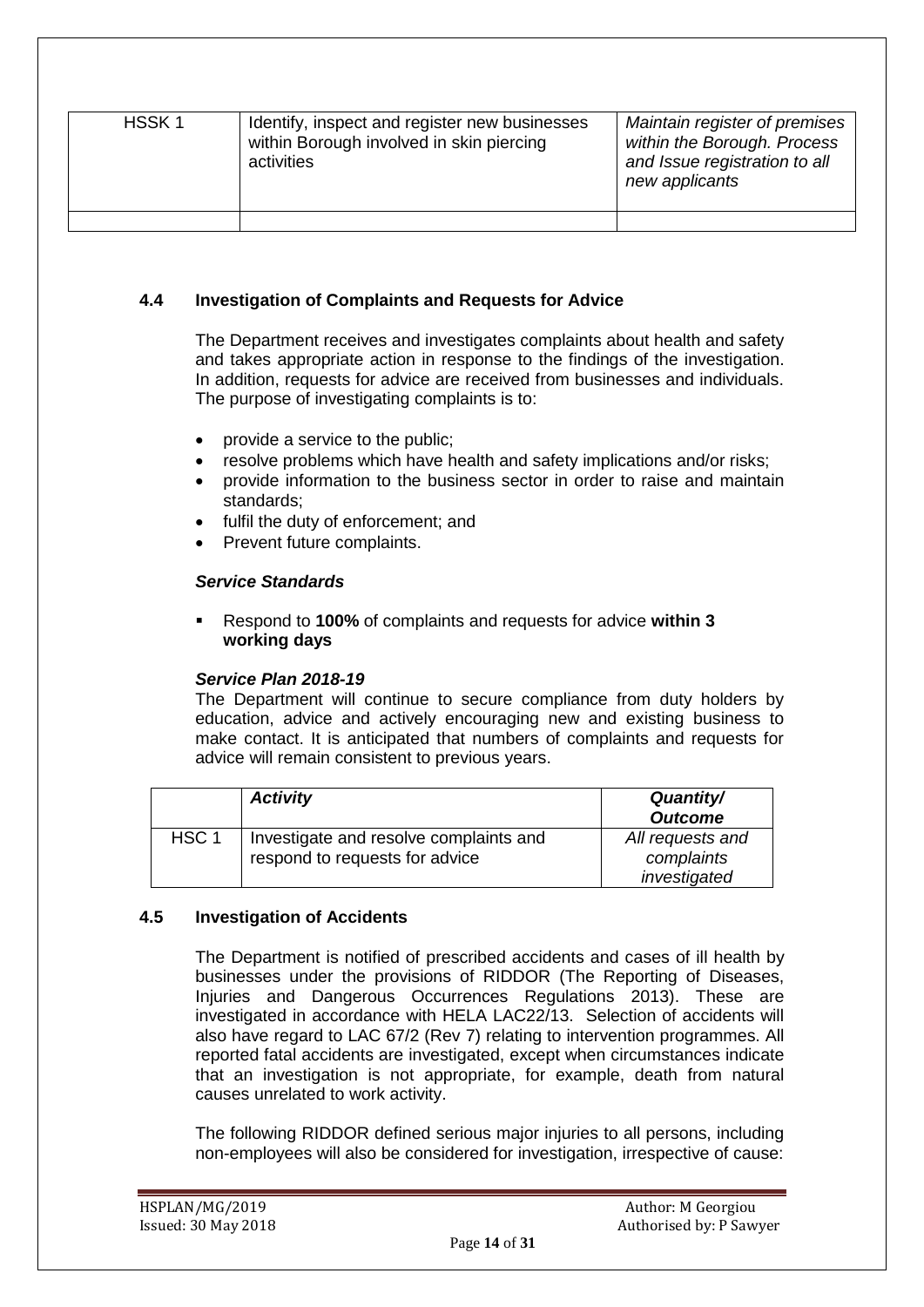| HSSK 1 | Identify, inspect and register new businesses within Borough involved in skin piercing activities | *Maintain register of premises within the Borough. Process and Issue registration to all new applicants* |
|---|---|---|
| | | |

### 4.4 Investigation of Complaints and Requests for Advice

The Department receives and investigates complaints about health and safety and takes appropriate action in response to the findings of the investigation. In addition, requests for advice are received from businesses and individuals. The purpose of investigating complaints is to:

- provide a service to the public;
- resolve problems which have health and safety implications and/or risks;
- provide information to the business sector in order to raise and maintain standards;
- fulfil the duty of enforcement; and
- Prevent future complaints.

***Service Standards***

- Respond to **100%** of complaints and requests for advice **within 3 working days**

***Service Plan 2018-19***

The Department will continue to secure compliance from duty holders by education, advice and actively encouraging new and existing business to make contact. It is anticipated that numbers of complaints and requests for advice will remain consistent to previous years.

| | *Activity* | *Quantity/ Outcome* |
|---|---|---|
| HSC 1 | Investigate and resolve complaints and respond to requests for advice | *All requests and complaints investigated* |

### 4.5 Investigation of Accidents

The Department is notified of prescribed accidents and cases of ill health by businesses under the provisions of RIDDOR (The Reporting of Diseases, Injuries and Dangerous Occurrences Regulations 2013). These are investigated in accordance with HELA LAC22/13. Selection of accidents will also have regard to LAC 67/2 (Rev 7) relating to intervention programmes. All reported fatal accidents are investigated, except when circumstances indicate that an investigation is not appropriate, for example, death from natural causes unrelated to work activity.

The following RIDDOR defined serious major injuries to all persons, including non-employees will also be considered for investigation, irrespective of cause: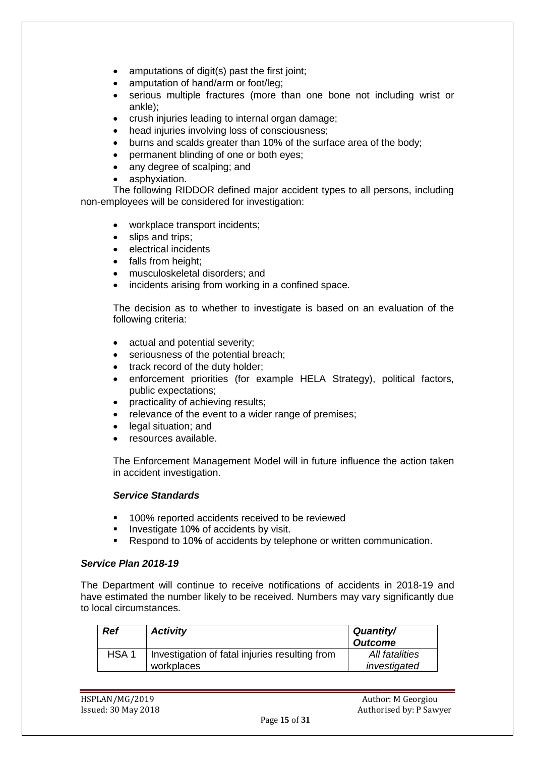- amputations of digit(s) past the first joint;
- amputation of hand/arm or foot/leg;
- serious multiple fractures (more than one bone not including wrist or ankle);
- crush injuries leading to internal organ damage;
- head injuries involving loss of consciousness;
- burns and scalds greater than 10% of the surface area of the body;
- permanent blinding of one or both eyes;
- any degree of scalping; and
- asphyxiation.

The following RIDDOR defined major accident types to all persons, including non-employees will be considered for investigation:

- workplace transport incidents;
- slips and trips;
- electrical incidents
- falls from height;
- musculoskeletal disorders; and
- incidents arising from working in a confined space.

The decision as to whether to investigate is based on an evaluation of the following criteria:

- actual and potential severity;
- seriousness of the potential breach;
- track record of the duty holder;
- enforcement priorities (for example HELA Strategy), political factors, public expectations;
- practicality of achieving results;
- relevance of the event to a wider range of premises;
- legal situation; and
- resources available.

The Enforcement Management Model will in future influence the action taken in accident investigation.

***Service Standards***

- 100% reported accidents received to be reviewed
- Investigate 10**%** of accidents by visit.
- Respond to 10**%** of accidents by telephone or written communication.

***Service Plan 2018-19***

The Department will continue to receive notifications of accidents in 2018-19 and have estimated the number likely to be received. Numbers may vary significantly due to local circumstances.

| ***Ref*** | ***Activity*** | ***Quantity/ Outcome*** |
|---|---|---|
| HSA 1 | Investigation of fatal injuries resulting from workplaces | *All fatalities investigated* |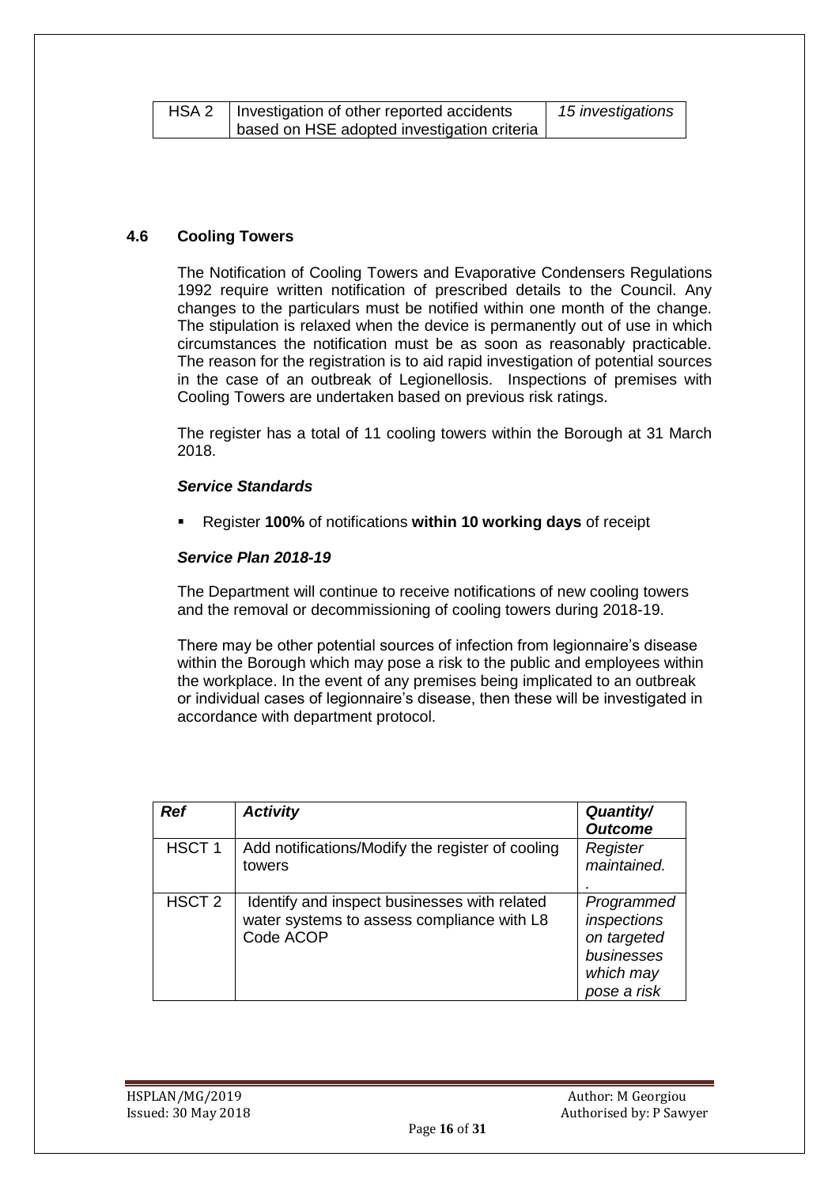| HSA 2 | Investigation of other reported accidents based on HSE adopted investigation criteria | *15 investigations* |
|---|---|---|

## 4.6 Cooling Towers

The Notification of Cooling Towers and Evaporative Condensers Regulations 1992 require written notification of prescribed details to the Council. Any changes to the particulars must be notified within one month of the change. The stipulation is relaxed when the device is permanently out of use in which circumstances the notification must be as soon as reasonably practicable. The reason for the registration is to aid rapid investigation of potential sources in the case of an outbreak of Legionellosis. Inspections of premises with Cooling Towers are undertaken based on previous risk ratings.

The register has a total of 11 cooling towers within the Borough at 31 March 2018.

### *Service Standards*

- Register **100%** of notifications **within 10 working days** of receipt

### *Service Plan 2018-19*

The Department will continue to receive notifications of new cooling towers and the removal or decommissioning of cooling towers during 2018-19.

There may be other potential sources of infection from legionnaire's disease within the Borough which may pose a risk to the public and employees within the workplace. In the event of any premises being implicated to an outbreak or individual cases of legionnaire's disease, then these will be investigated in accordance with department protocol.

| *Ref* | *Activity* | *Quantity/ Outcome* |
|---|---|---|
| HSCT 1 | Add notifications/Modify the register of cooling towers | *Register maintained.* . |
| HSCT 2 | Identify and inspect businesses with related water systems to assess compliance with L8 Code ACOP | *Programmed inspections on targeted businesses which may pose a risk* |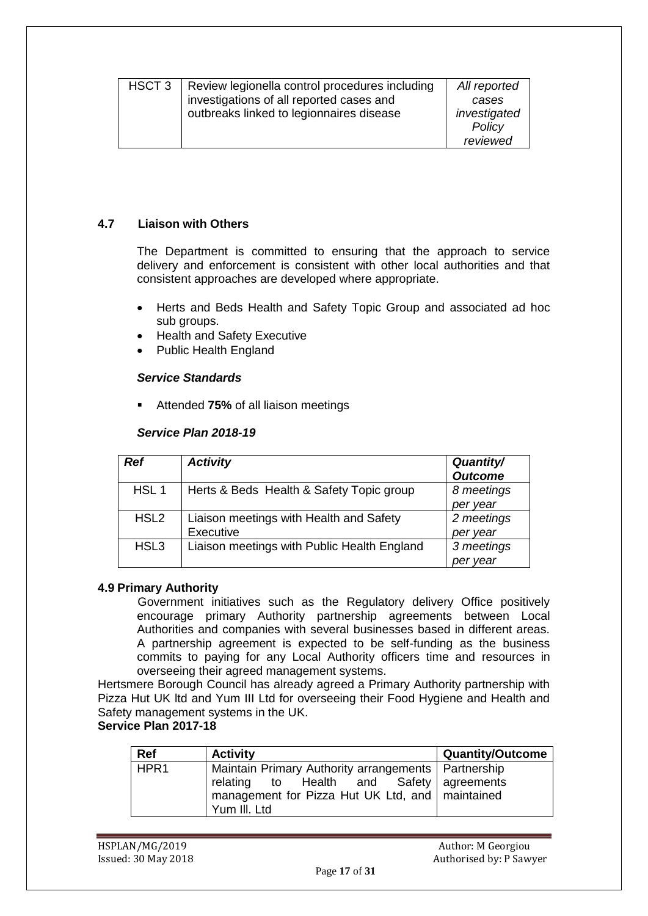| HSCT 3 | Review legionella control procedures including investigations of all reported cases and outbreaks linked to legionnaires disease | *All reported cases investigated Policy reviewed* |
|---|---|---|

### 4.7 Liaison with Others

The Department is committed to ensuring that the approach to service delivery and enforcement is consistent with other local authorities and that consistent approaches are developed where appropriate.

- Herts and Beds Health and Safety Topic Group and associated ad hoc sub groups.
- Health and Safety Executive
- Public Health England

***Service Standards***

- Attended **75%** of all liaison meetings

***Service Plan 2018-19***

| *Ref* | *Activity* | *Quantity/ Outcome* |
|---|---|---|
| HSL 1 | Herts & Beds Health & Safety Topic group | *8 meetings per year* |
| HSL2 | Liaison meetings with Health and Safety Executive | *2 meetings per year* |
| HSL3 | Liaison meetings with Public Health England | *3 meetings per year* |

### 4.9 Primary Authority

Government initiatives such as the Regulatory delivery Office positively encourage primary Authority partnership agreements between Local Authorities and companies with several businesses based in different areas. A partnership agreement is expected to be self-funding as the business commits to paying for any Local Authority officers time and resources in overseeing their agreed management systems.

Hertsmere Borough Council has already agreed a Primary Authority partnership with Pizza Hut UK ltd and Yum III Ltd for overseeing their Food Hygiene and Health and Safety management systems in the UK.

**Service Plan 2017-18**

| Ref | Activity | Quantity/Outcome |
|---|---|---|
| HPR1 | Maintain Primary Authority arrangements relating to Health and Safety management for Pizza Hut UK Ltd, and Yum Ill. Ltd | Partnership agreements maintained |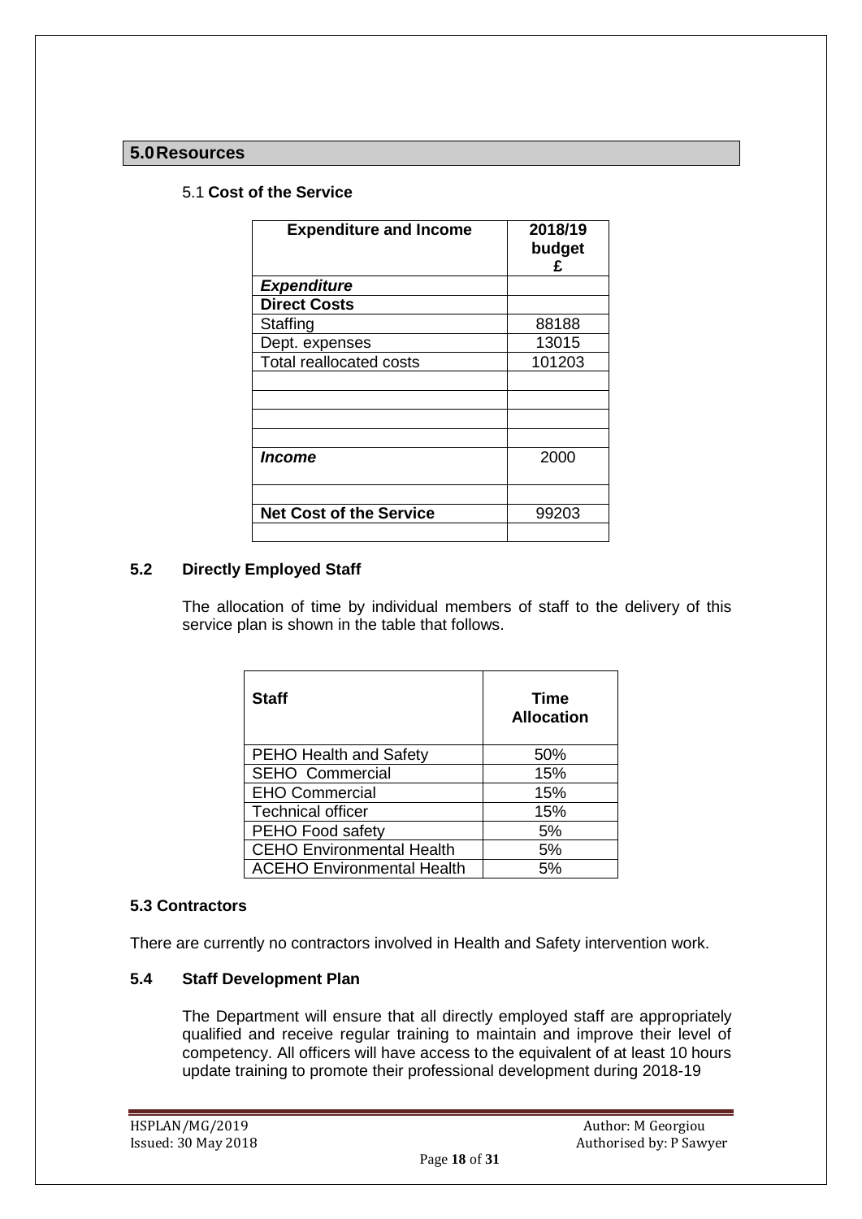## 5.0 Resources

### 5.1 **Cost of the Service**

| Expenditure and Income | 2018/19 budget £ |
|---|---|
| ***Expenditure*** | |
| **Direct Costs** | |
| Staffing | 88188 |
| Dept. expenses | 13015 |
| Total reallocated costs | 101203 |
| | |
| | |
| | |
| | |
| ***Income*** | 2000 |
| | |
| **Net Cost of the Service** | 99203 |
| | |

### 5.2 Directly Employed Staff

The allocation of time by individual members of staff to the delivery of this service plan is shown in the table that follows.

| Staff | Time Allocation |
|---|---|
| PEHO Health and Safety | 50% |
| SEHO Commercial | 15% |
| EHO Commercial | 15% |
| Technical officer | 15% |
| PEHO Food safety | 5% |
| CEHO Environmental Health | 5% |
| ACEHO Environmental Health | 5% |

### 5.3 Contractors

There are currently no contractors involved in Health and Safety intervention work.

### 5.4 Staff Development Plan

The Department will ensure that all directly employed staff are appropriately qualified and receive regular training to maintain and improve their level of competency. All officers will have access to the equivalent of at least 10 hours update training to promote their professional development during 2018-19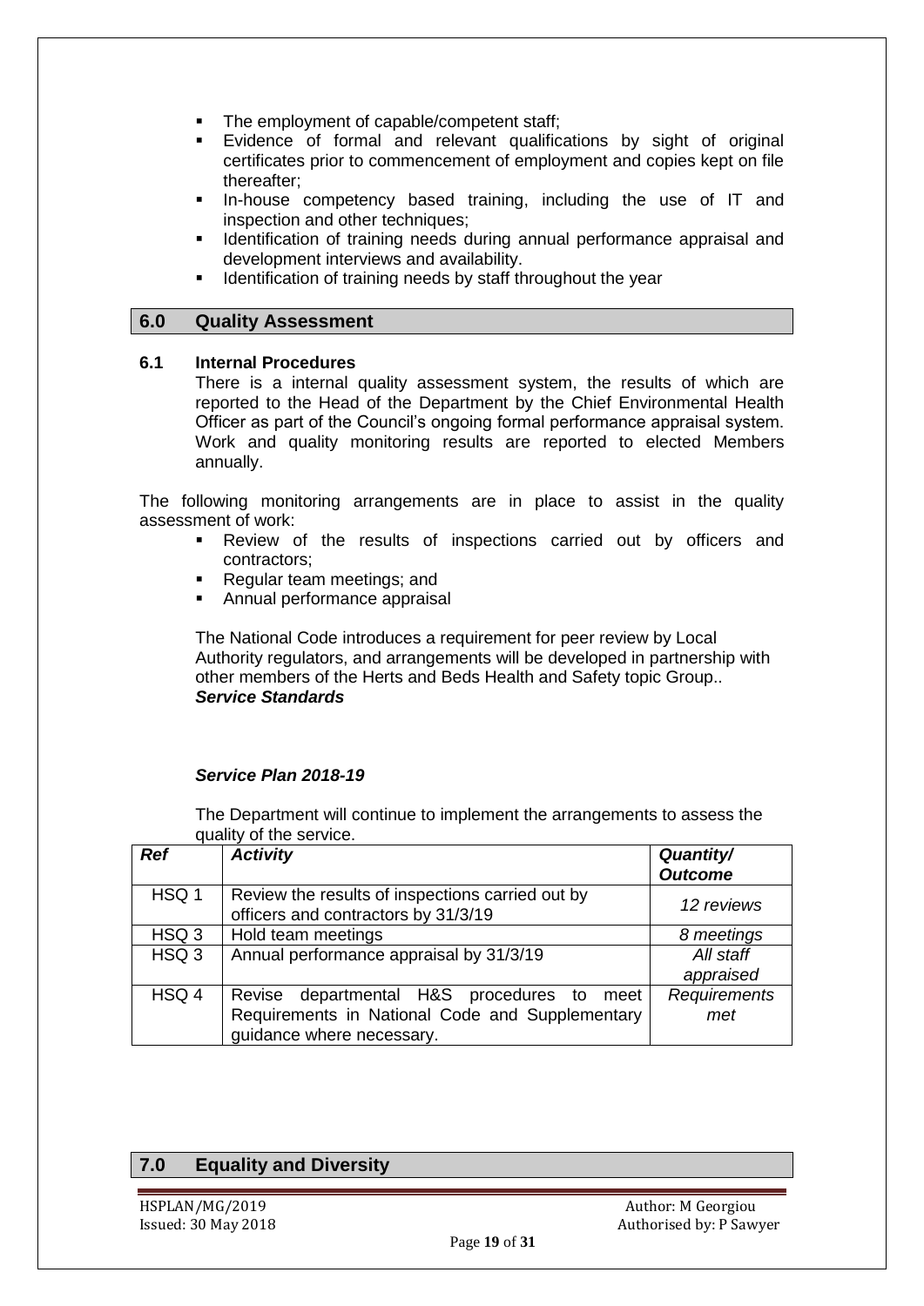- The employment of capable/competent staff;
- Evidence of formal and relevant qualifications by sight of original certificates prior to commencement of employment and copies kept on file thereafter;
- In-house competency based training, including the use of IT and inspection and other techniques;
- Identification of training needs during annual performance appraisal and development interviews and availability.
- Identification of training needs by staff throughout the year

## 6.0 Quality Assessment

### 6.1 Internal Procedures

There is a internal quality assessment system, the results of which are reported to the Head of the Department by the Chief Environmental Health Officer as part of the Council's ongoing formal performance appraisal system. Work and quality monitoring results are reported to elected Members annually.

The following monitoring arrangements are in place to assist in the quality assessment of work:

- Review of the results of inspections carried out by officers and contractors;
- Regular team meetings; and
- Annual performance appraisal

The National Code introduces a requirement for peer review by Local Authority regulators, and arrangements will be developed in partnership with other members of the Herts and Beds Health and Safety topic Group..

***Service Standards***

***Service Plan 2018-19***

The Department will continue to implement the arrangements to assess the quality of the service.

| *Ref* | *Activity* | *Quantity/ Outcome* |
|---|---|---|
| HSQ 1 | Review the results of inspections carried out by officers and contractors by 31/3/19 | *12 reviews* |
| HSQ 3 | Hold team meetings | *8 meetings* |
| HSQ 3 | Annual performance appraisal by 31/3/19 | *All staff appraised* |
| HSQ 4 | Revise departmental H&S procedures to meet Requirements in National Code and Supplementary guidance where necessary. | *Requirements met* |

## 7.0 Equality and Diversity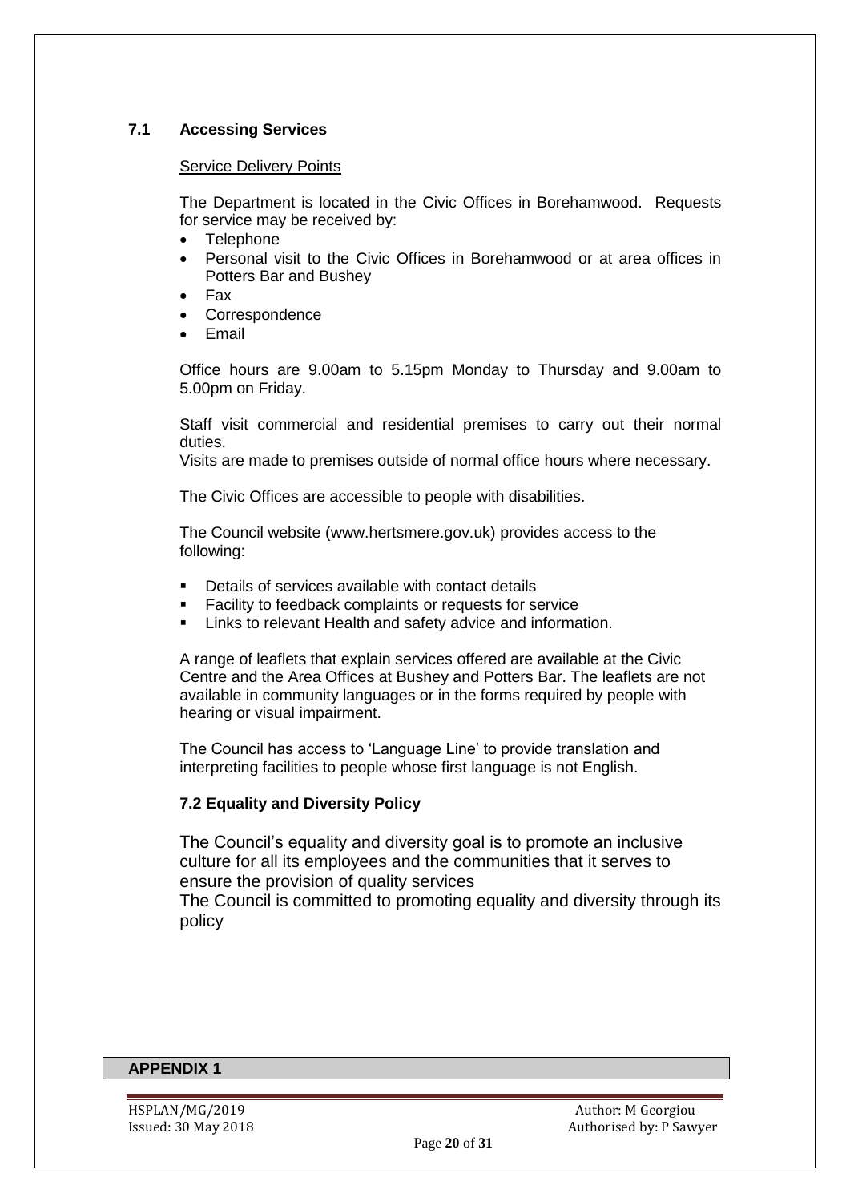### 7.1 Accessing Services

Service Delivery Points

The Department is located in the Civic Offices in Borehamwood. Requests for service may be received by:

- Telephone
- Personal visit to the Civic Offices in Borehamwood or at area offices in Potters Bar and Bushey
- Fax
- Correspondence
- Email

Office hours are 9.00am to 5.15pm Monday to Thursday and 9.00am to 5.00pm on Friday.

Staff visit commercial and residential premises to carry out their normal duties.
Visits are made to premises outside of normal office hours where necessary.

The Civic Offices are accessible to people with disabilities.

The Council website (www.hertsmere.gov.uk) provides access to the following:

- Details of services available with contact details
- Facility to feedback complaints or requests for service
- Links to relevant Health and safety advice and information.

A range of leaflets that explain services offered are available at the Civic Centre and the Area Offices at Bushey and Potters Bar. The leaflets are not available in community languages or in the forms required by people with hearing or visual impairment.

The Council has access to 'Language Line' to provide translation and interpreting facilities to people whose first language is not English.

### 7.2 Equality and Diversity Policy

The Council's equality and diversity goal is to promote an inclusive culture for all its employees and the communities that it serves to ensure the provision of quality services
The Council is committed to promoting equality and diversity through its policy

## APPENDIX 1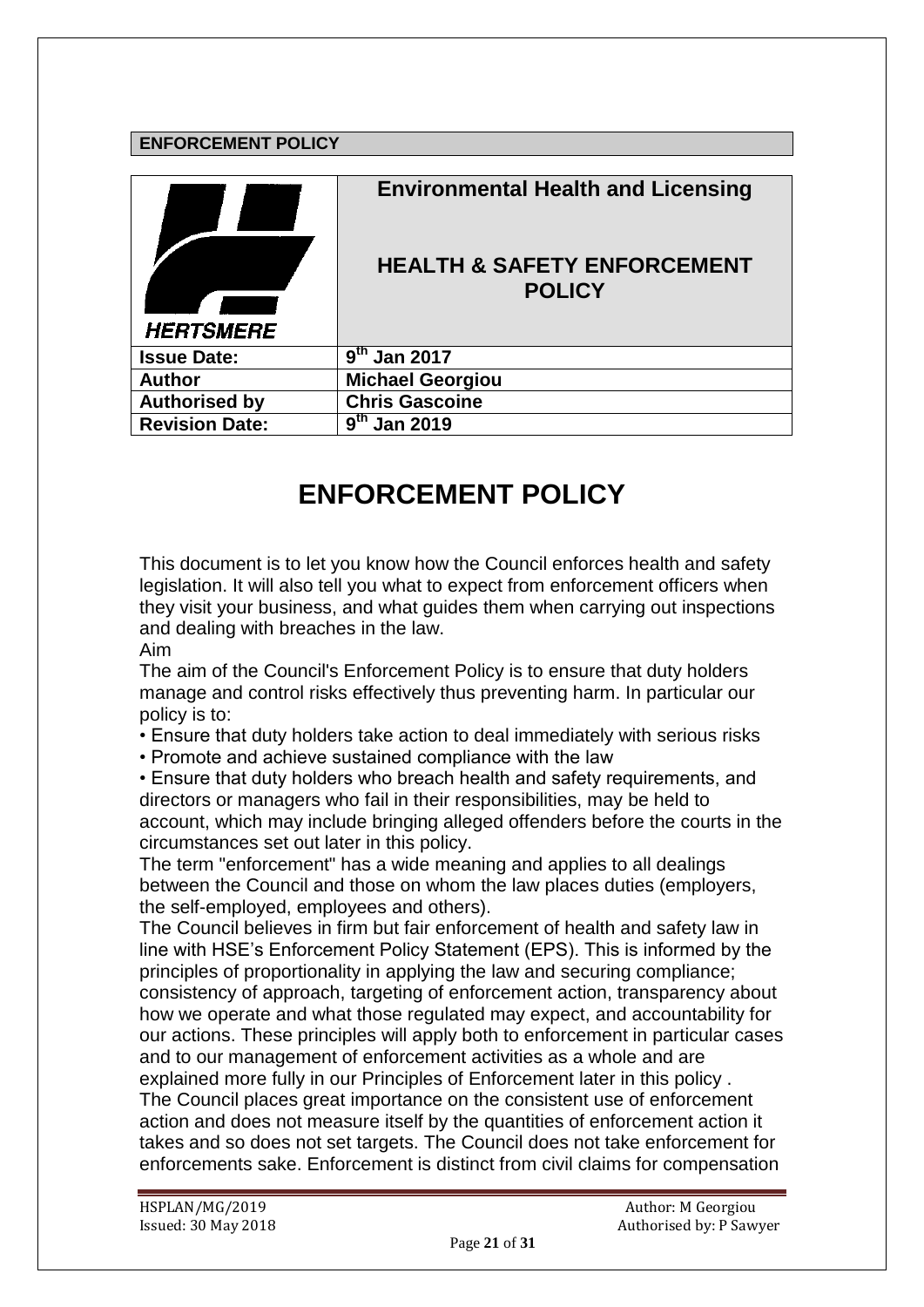**ENFORCEMENT POLICY**

| HERTSMERE | **Environmental Health and Licensing**<br><br>**HEALTH & SAFETY ENFORCEMENT POLICY** |
|---|---|
| **Issue Date:** | **9th Jan 2017** |
| **Author** | **Michael Georgiou** |
| **Authorised by** | **Chris Gascoine** |
| **Revision Date:** | **9th Jan 2019** |

# ENFORCEMENT POLICY

This document is to let you know how the Council enforces health and safety legislation. It will also tell you what to expect from enforcement officers when they visit your business, and what guides them when carrying out inspections and dealing with breaches in the law.

Aim

The aim of the Council's Enforcement Policy is to ensure that duty holders manage and control risks effectively thus preventing harm. In particular our policy is to:

- Ensure that duty holders take action to deal immediately with serious risks
- Promote and achieve sustained compliance with the law
- Ensure that duty holders who breach health and safety requirements, and directors or managers who fail in their responsibilities, may be held to account, which may include bringing alleged offenders before the courts in the circumstances set out later in this policy.

The term "enforcement" has a wide meaning and applies to all dealings between the Council and those on whom the law places duties (employers, the self-employed, employees and others).

The Council believes in firm but fair enforcement of health and safety law in line with HSE's Enforcement Policy Statement (EPS). This is informed by the principles of proportionality in applying the law and securing compliance; consistency of approach, targeting of enforcement action, transparency about how we operate and what those regulated may expect, and accountability for our actions. These principles will apply both to enforcement in particular cases and to our management of enforcement activities as a whole and are explained more fully in our Principles of Enforcement later in this policy .

The Council places great importance on the consistent use of enforcement action and does not measure itself by the quantities of enforcement action it takes and so does not set targets. The Council does not take enforcement for enforcements sake. Enforcement is distinct from civil claims for compensation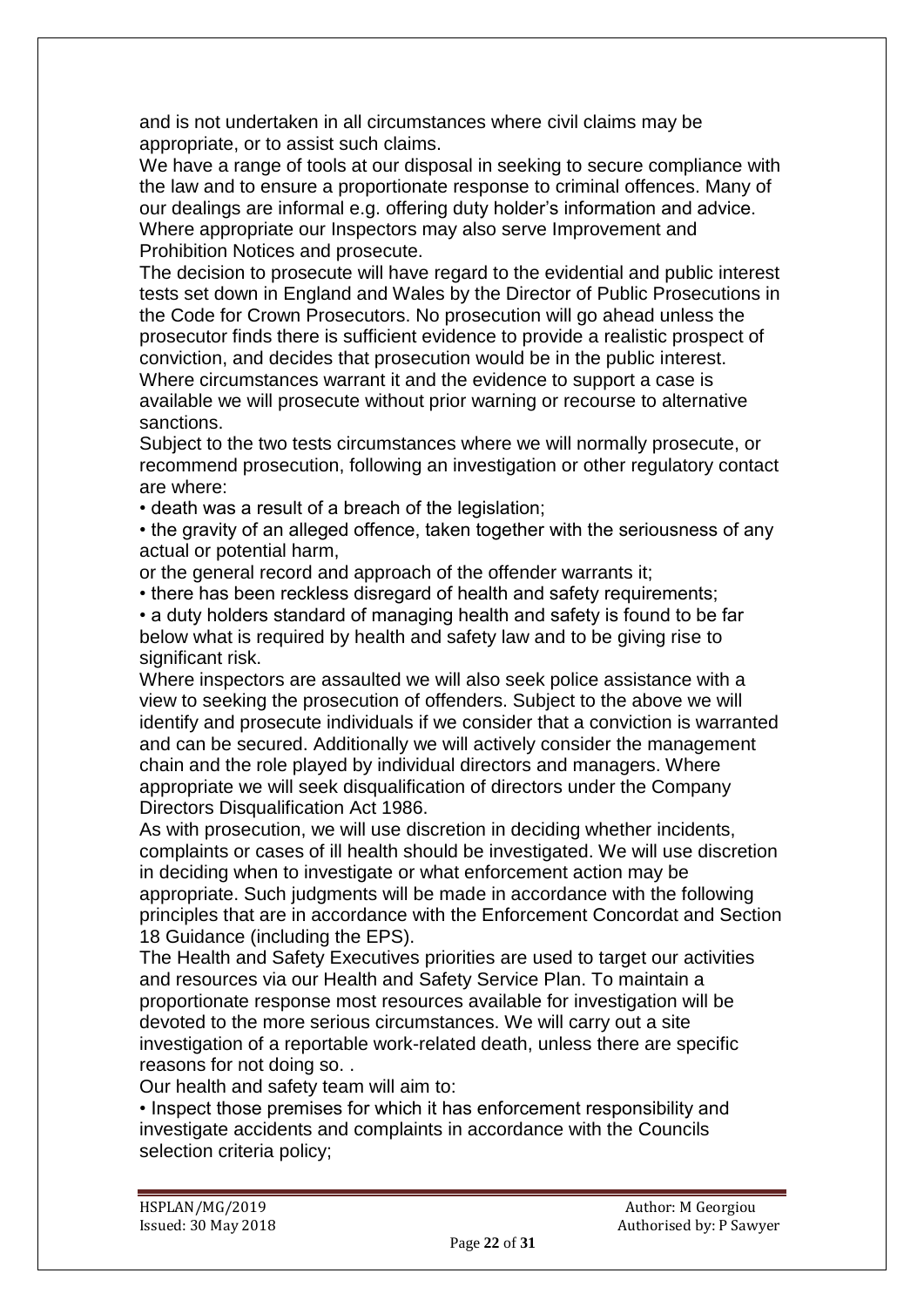and is not undertaken in all circumstances where civil claims may be appropriate, or to assist such claims.

We have a range of tools at our disposal in seeking to secure compliance with the law and to ensure a proportionate response to criminal offences. Many of our dealings are informal e.g. offering duty holder's information and advice. Where appropriate our Inspectors may also serve Improvement and Prohibition Notices and prosecute.

The decision to prosecute will have regard to the evidential and public interest tests set down in England and Wales by the Director of Public Prosecutions in the Code for Crown Prosecutors. No prosecution will go ahead unless the prosecutor finds there is sufficient evidence to provide a realistic prospect of conviction, and decides that prosecution would be in the public interest.

Where circumstances warrant it and the evidence to support a case is available we will prosecute without prior warning or recourse to alternative sanctions.

Subject to the two tests circumstances where we will normally prosecute, or recommend prosecution, following an investigation or other regulatory contact are where:

• death was a result of a breach of the legislation;

• the gravity of an alleged offence, taken together with the seriousness of any actual or potential harm,

or the general record and approach of the offender warrants it;

• there has been reckless disregard of health and safety requirements;

• a duty holders standard of managing health and safety is found to be far below what is required by health and safety law and to be giving rise to significant risk.

Where inspectors are assaulted we will also seek police assistance with a view to seeking the prosecution of offenders. Subject to the above we will identify and prosecute individuals if we consider that a conviction is warranted and can be secured. Additionally we will actively consider the management chain and the role played by individual directors and managers. Where appropriate we will seek disqualification of directors under the Company Directors Disqualification Act 1986.

As with prosecution, we will use discretion in deciding whether incidents, complaints or cases of ill health should be investigated. We will use discretion in deciding when to investigate or what enforcement action may be appropriate. Such judgments will be made in accordance with the following principles that are in accordance with the Enforcement Concordat and Section 18 Guidance (including the EPS).

The Health and Safety Executives priorities are used to target our activities and resources via our Health and Safety Service Plan. To maintain a proportionate response most resources available for investigation will be devoted to the more serious circumstances. We will carry out a site investigation of a reportable work-related death, unless there are specific reasons for not doing so. .

Our health and safety team will aim to:

• Inspect those premises for which it has enforcement responsibility and investigate accidents and complaints in accordance with the Councils selection criteria policy;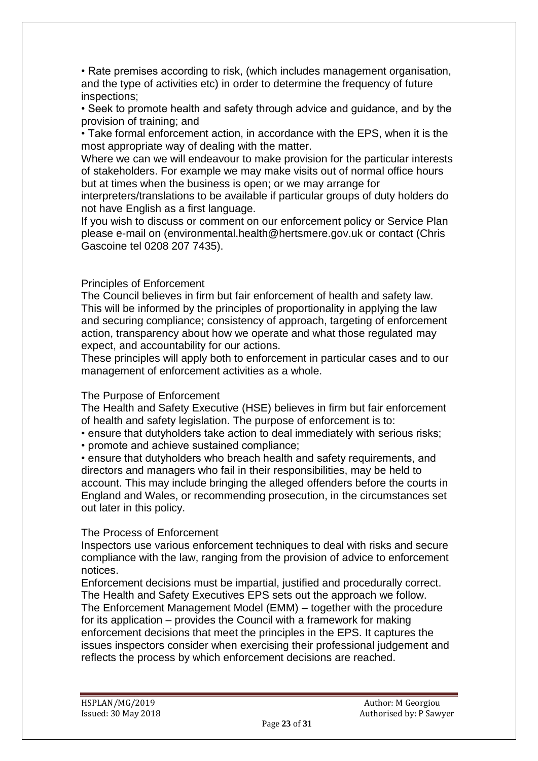- Rate premises according to risk, (which includes management organisation, and the type of activities etc) in order to determine the frequency of future inspections;
- Seek to promote health and safety through advice and guidance, and by the provision of training; and
- Take formal enforcement action, in accordance with the EPS, when it is the most appropriate way of dealing with the matter.

Where we can we will endeavour to make provision for the particular interests of stakeholders. For example we may make visits out of normal office hours but at times when the business is open; or we may arrange for interpreters/translations to be available if particular groups of duty holders do not have English as a first language.

If you wish to discuss or comment on our enforcement policy or Service Plan please e-mail on (environmental.health@hertsmere.gov.uk or contact (Chris Gascoine tel 0208 207 7435).

## Principles of Enforcement

The Council believes in firm but fair enforcement of health and safety law. This will be informed by the principles of proportionality in applying the law and securing compliance; consistency of approach, targeting of enforcement action, transparency about how we operate and what those regulated may expect, and accountability for our actions.

These principles will apply both to enforcement in particular cases and to our management of enforcement activities as a whole.

## The Purpose of Enforcement

The Health and Safety Executive (HSE) believes in firm but fair enforcement of health and safety legislation. The purpose of enforcement is to:

- ensure that dutyholders take action to deal immediately with serious risks;
- promote and achieve sustained compliance;
- ensure that dutyholders who breach health and safety requirements, and directors and managers who fail in their responsibilities, may be held to account. This may include bringing the alleged offenders before the courts in England and Wales, or recommending prosecution, in the circumstances set out later in this policy.

## The Process of Enforcement

Inspectors use various enforcement techniques to deal with risks and secure compliance with the law, ranging from the provision of advice to enforcement notices.

Enforcement decisions must be impartial, justified and procedurally correct. The Health and Safety Executives EPS sets out the approach we follow.

The Enforcement Management Model (EMM) – together with the procedure for its application – provides the Council with a framework for making enforcement decisions that meet the principles in the EPS. It captures the issues inspectors consider when exercising their professional judgement and reflects the process by which enforcement decisions are reached.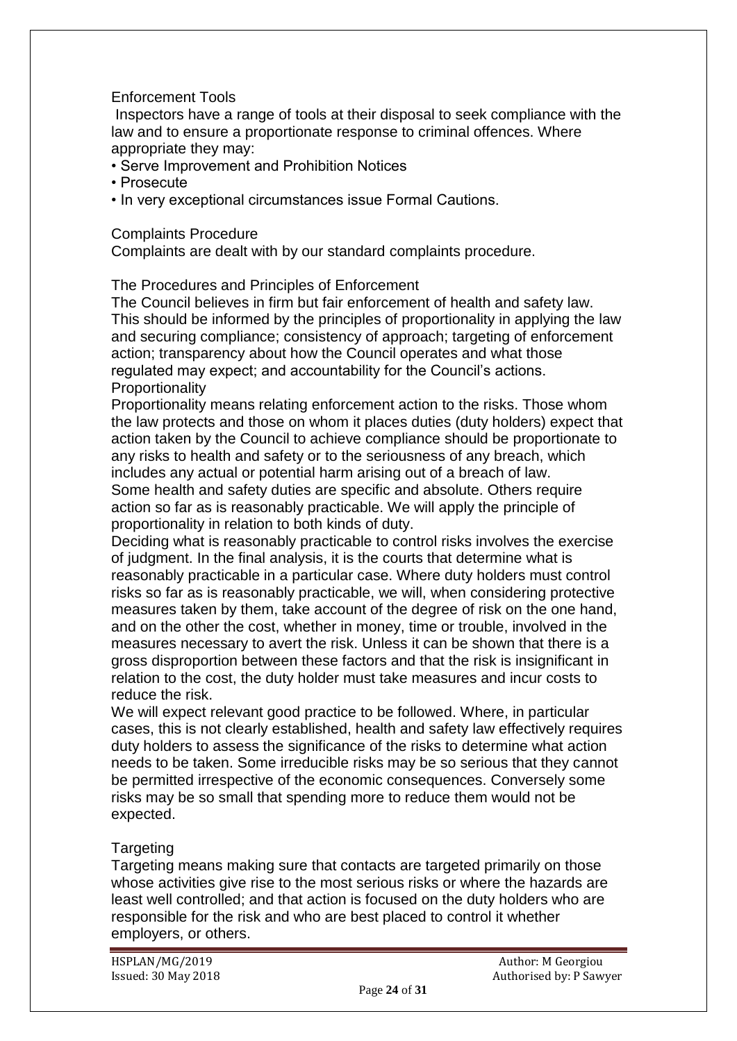### Enforcement Tools

Inspectors have a range of tools at their disposal to seek compliance with the law and to ensure a proportionate response to criminal offences. Where appropriate they may:

- Serve Improvement and Prohibition Notices
- Prosecute
- In very exceptional circumstances issue Formal Cautions.

### Complaints Procedure

Complaints are dealt with by our standard complaints procedure.

### The Procedures and Principles of Enforcement

The Council believes in firm but fair enforcement of health and safety law. This should be informed by the principles of proportionality in applying the law and securing compliance; consistency of approach; targeting of enforcement action; transparency about how the Council operates and what those regulated may expect; and accountability for the Council's actions.

#### Proportionality

Proportionality means relating enforcement action to the risks. Those whom the law protects and those on whom it places duties (duty holders) expect that action taken by the Council to achieve compliance should be proportionate to any risks to health and safety or to the seriousness of any breach, which includes any actual or potential harm arising out of a breach of law.

Some health and safety duties are specific and absolute. Others require action so far as is reasonably practicable. We will apply the principle of proportionality in relation to both kinds of duty.

Deciding what is reasonably practicable to control risks involves the exercise of judgment. In the final analysis, it is the courts that determine what is reasonably practicable in a particular case. Where duty holders must control risks so far as is reasonably practicable, we will, when considering protective measures taken by them, take account of the degree of risk on the one hand, and on the other the cost, whether in money, time or trouble, involved in the measures necessary to avert the risk. Unless it can be shown that there is a gross disproportion between these factors and that the risk is insignificant in relation to the cost, the duty holder must take measures and incur costs to reduce the risk.

We will expect relevant good practice to be followed. Where, in particular cases, this is not clearly established, health and safety law effectively requires duty holders to assess the significance of the risks to determine what action needs to be taken. Some irreducible risks may be so serious that they cannot be permitted irrespective of the economic consequences. Conversely some risks may be so small that spending more to reduce them would not be expected.

#### Targeting

Targeting means making sure that contacts are targeted primarily on those whose activities give rise to the most serious risks or where the hazards are least well controlled; and that action is focused on the duty holders who are responsible for the risk and who are best placed to control it whether employers, or others.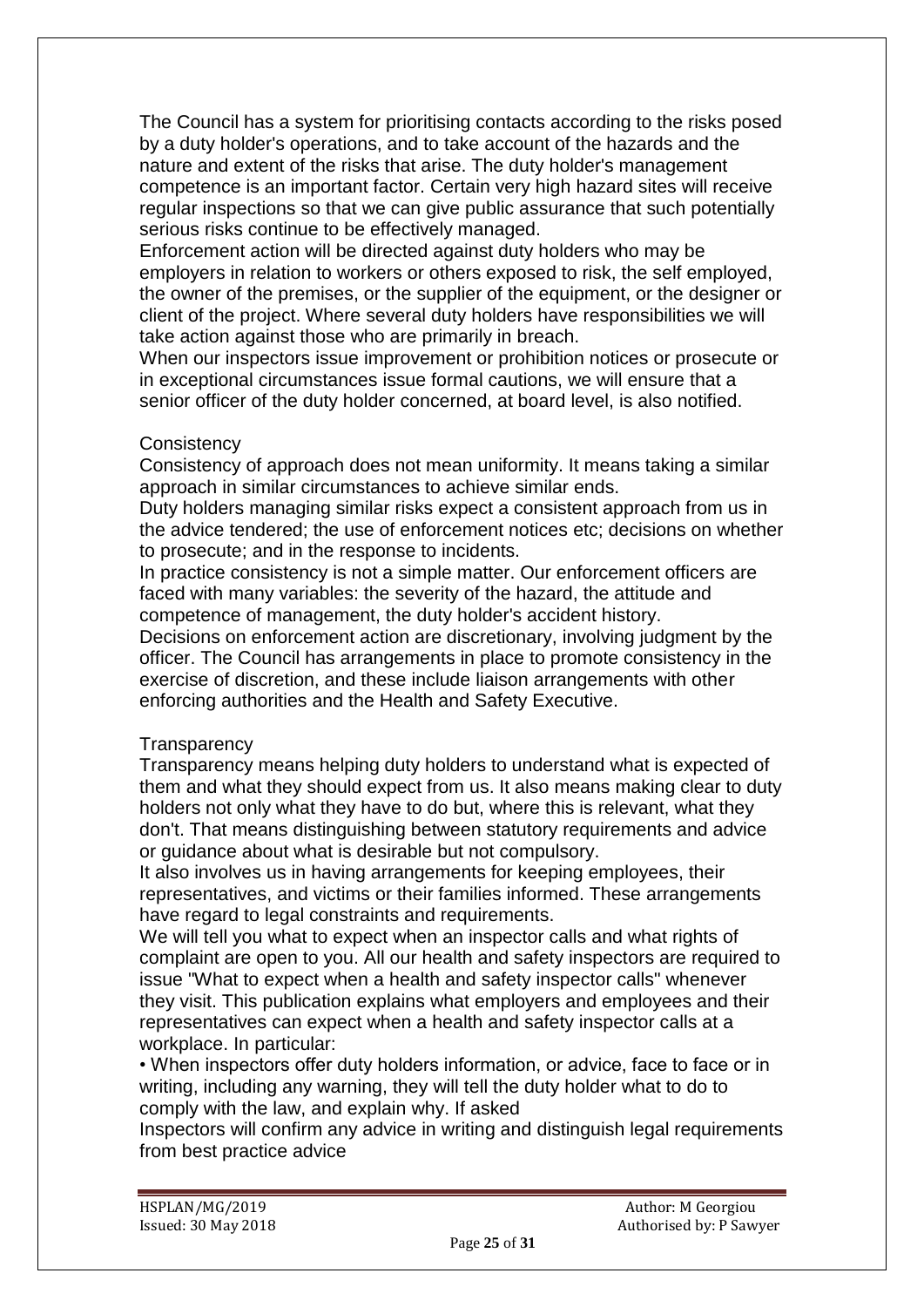The Council has a system for prioritising contacts according to the risks posed by a duty holder's operations, and to take account of the hazards and the nature and extent of the risks that arise. The duty holder's management competence is an important factor. Certain very high hazard sites will receive regular inspections so that we can give public assurance that such potentially serious risks continue to be effectively managed.

Enforcement action will be directed against duty holders who may be employers in relation to workers or others exposed to risk, the self employed, the owner of the premises, or the supplier of the equipment, or the designer or client of the project. Where several duty holders have responsibilities we will take action against those who are primarily in breach.

When our inspectors issue improvement or prohibition notices or prosecute or in exceptional circumstances issue formal cautions, we will ensure that a senior officer of the duty holder concerned, at board level, is also notified.

Consistency

Consistency of approach does not mean uniformity. It means taking a similar approach in similar circumstances to achieve similar ends.

Duty holders managing similar risks expect a consistent approach from us in the advice tendered; the use of enforcement notices etc; decisions on whether to prosecute; and in the response to incidents.

In practice consistency is not a simple matter. Our enforcement officers are faced with many variables: the severity of the hazard, the attitude and competence of management, the duty holder's accident history.

Decisions on enforcement action are discretionary, involving judgment by the officer. The Council has arrangements in place to promote consistency in the exercise of discretion, and these include liaison arrangements with other enforcing authorities and the Health and Safety Executive.

Transparency

Transparency means helping duty holders to understand what is expected of them and what they should expect from us. It also means making clear to duty holders not only what they have to do but, where this is relevant, what they don't. That means distinguishing between statutory requirements and advice or guidance about what is desirable but not compulsory.

It also involves us in having arrangements for keeping employees, their representatives, and victims or their families informed. These arrangements have regard to legal constraints and requirements.

We will tell you what to expect when an inspector calls and what rights of complaint are open to you. All our health and safety inspectors are required to issue "What to expect when a health and safety inspector calls" whenever they visit. This publication explains what employers and employees and their representatives can expect when a health and safety inspector calls at a workplace. In particular:

- When inspectors offer duty holders information, or advice, face to face or in writing, including any warning, they will tell the duty holder what to do to comply with the law, and explain why. If asked

Inspectors will confirm any advice in writing and distinguish legal requirements from best practice advice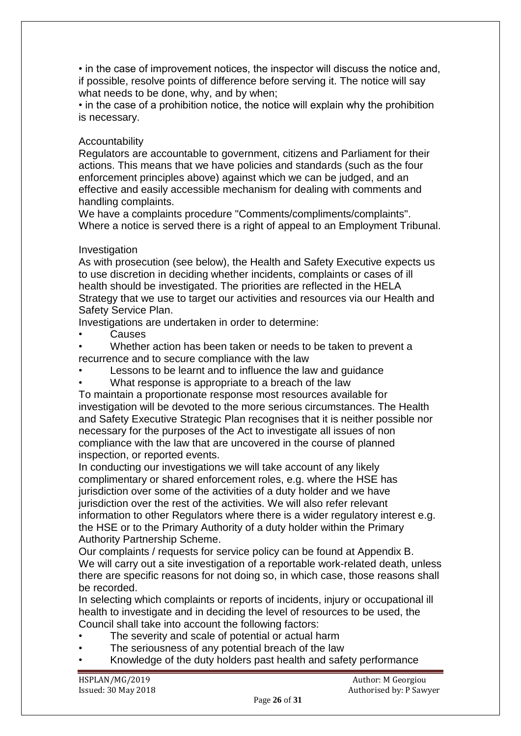• in the case of improvement notices, the inspector will discuss the notice and, if possible, resolve points of difference before serving it. The notice will say what needs to be done, why, and by when;

• in the case of a prohibition notice, the notice will explain why the prohibition is necessary.

### Accountability

Regulators are accountable to government, citizens and Parliament for their actions. This means that we have policies and standards (such as the four enforcement principles above) against which we can be judged, and an effective and easily accessible mechanism for dealing with comments and handling complaints.

We have a complaints procedure "Comments/compliments/complaints". Where a notice is served there is a right of appeal to an Employment Tribunal.

### Investigation

As with prosecution (see below), the Health and Safety Executive expects us to use discretion in deciding whether incidents, complaints or cases of ill health should be investigated. The priorities are reflected in the HELA Strategy that we use to target our activities and resources via our Health and Safety Service Plan.

Investigations are undertaken in order to determine:

- Causes
- Whether action has been taken or needs to be taken to prevent a recurrence and to secure compliance with the law
- Lessons to be learnt and to influence the law and guidance
- What response is appropriate to a breach of the law

To maintain a proportionate response most resources available for investigation will be devoted to the more serious circumstances. The Health and Safety Executive Strategic Plan recognises that it is neither possible nor necessary for the purposes of the Act to investigate all issues of non compliance with the law that are uncovered in the course of planned inspection, or reported events.

In conducting our investigations we will take account of any likely complimentary or shared enforcement roles, e.g. where the HSE has jurisdiction over some of the activities of a duty holder and we have jurisdiction over the rest of the activities. We will also refer relevant information to other Regulators where there is a wider regulatory interest e.g. the HSE or to the Primary Authority of a duty holder within the Primary Authority Partnership Scheme.

Our complaints / requests for service policy can be found at Appendix B.

We will carry out a site investigation of a reportable work-related death, unless there are specific reasons for not doing so, in which case, those reasons shall be recorded.

In selecting which complaints or reports of incidents, injury or occupational ill health to investigate and in deciding the level of resources to be used, the Council shall take into account the following factors:

- The severity and scale of potential or actual harm
- The seriousness of any potential breach of the law
- Knowledge of the duty holders past health and safety performance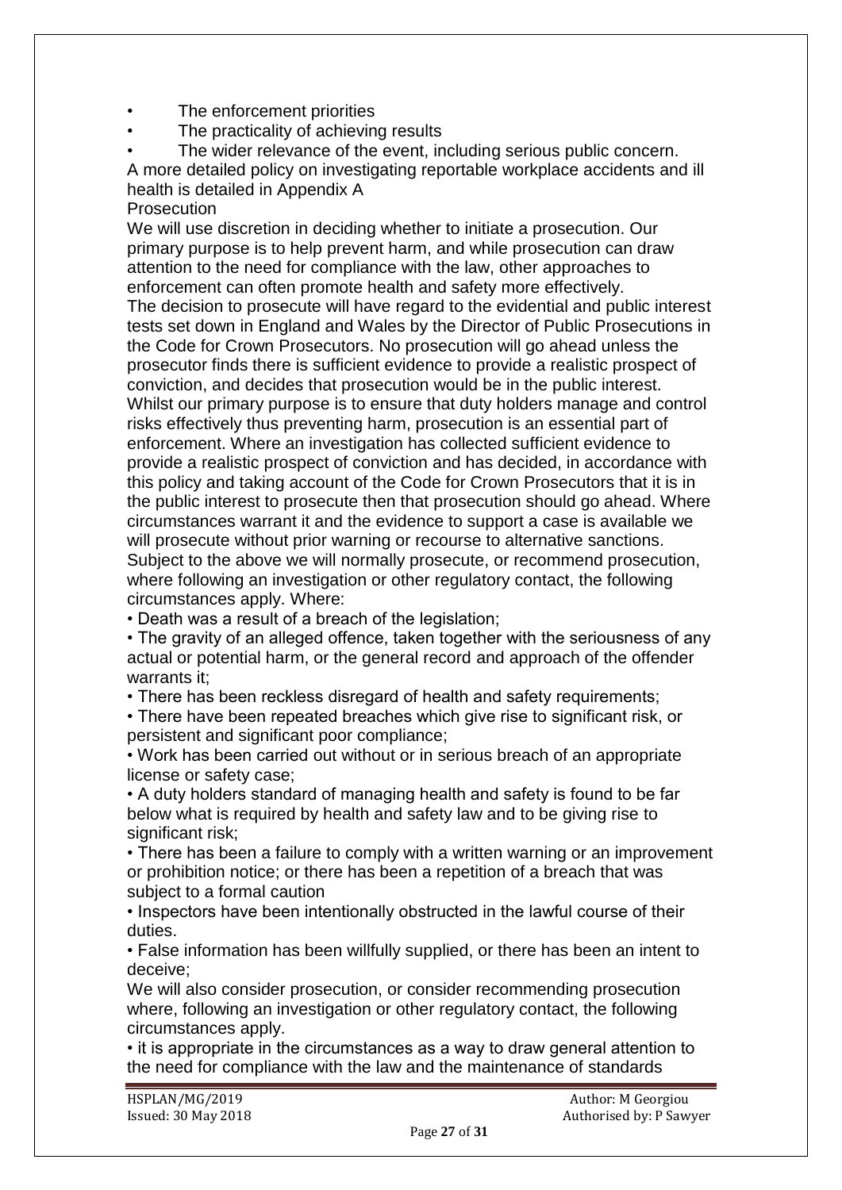- The enforcement priorities
- The practicality of achieving results
- The wider relevance of the event, including serious public concern.

A more detailed policy on investigating reportable workplace accidents and ill health is detailed in Appendix A

## Prosecution

We will use discretion in deciding whether to initiate a prosecution. Our primary purpose is to help prevent harm, and while prosecution can draw attention to the need for compliance with the law, other approaches to enforcement can often promote health and safety more effectively.

The decision to prosecute will have regard to the evidential and public interest tests set down in England and Wales by the Director of Public Prosecutions in the Code for Crown Prosecutors. No prosecution will go ahead unless the prosecutor finds there is sufficient evidence to provide a realistic prospect of conviction, and decides that prosecution would be in the public interest.

Whilst our primary purpose is to ensure that duty holders manage and control risks effectively thus preventing harm, prosecution is an essential part of enforcement. Where an investigation has collected sufficient evidence to provide a realistic prospect of conviction and has decided, in accordance with this policy and taking account of the Code for Crown Prosecutors that it is in the public interest to prosecute then that prosecution should go ahead. Where circumstances warrant it and the evidence to support a case is available we will prosecute without prior warning or recourse to alternative sanctions.

Subject to the above we will normally prosecute, or recommend prosecution, where following an investigation or other regulatory contact, the following circumstances apply. Where:

- Death was a result of a breach of the legislation;
- The gravity of an alleged offence, taken together with the seriousness of any actual or potential harm, or the general record and approach of the offender warrants it;
- There has been reckless disregard of health and safety requirements;
- There have been repeated breaches which give rise to significant risk, or persistent and significant poor compliance;
- Work has been carried out without or in serious breach of an appropriate license or safety case;
- A duty holders standard of managing health and safety is found to be far below what is required by health and safety law and to be giving rise to significant risk;
- There has been a failure to comply with a written warning or an improvement or prohibition notice; or there has been a repetition of a breach that was subject to a formal caution
- Inspectors have been intentionally obstructed in the lawful course of their duties.
- False information has been willfully supplied, or there has been an intent to deceive;

We will also consider prosecution, or consider recommending prosecution where, following an investigation or other regulatory contact, the following circumstances apply.

- it is appropriate in the circumstances as a way to draw general attention to the need for compliance with the law and the maintenance of standards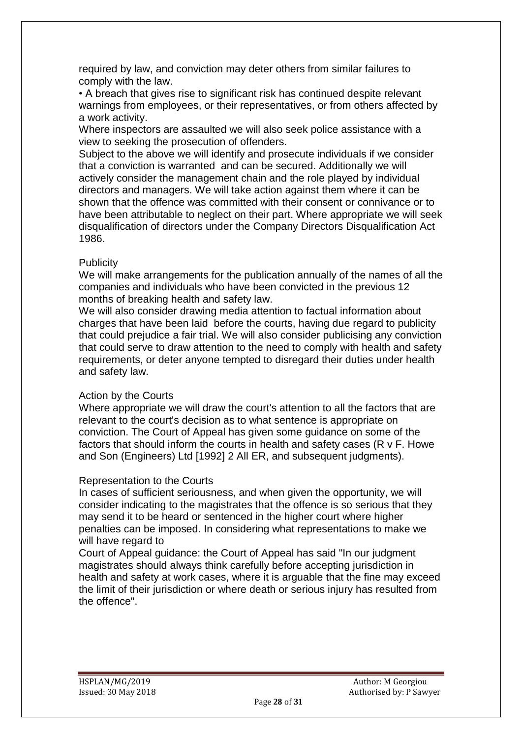required by law, and conviction may deter others from similar failures to comply with the law.

- A breach that gives rise to significant risk has continued despite relevant warnings from employees, or their representatives, or from others affected by a work activity.

Where inspectors are assaulted we will also seek police assistance with a view to seeking the prosecution of offenders.

Subject to the above we will identify and prosecute individuals if we consider that a conviction is warranted and can be secured. Additionally we will actively consider the management chain and the role played by individual directors and managers. We will take action against them where it can be shown that the offence was committed with their consent or connivance or to have been attributable to neglect on their part. Where appropriate we will seek disqualification of directors under the Company Directors Disqualification Act 1986.

### Publicity

We will make arrangements for the publication annually of the names of all the companies and individuals who have been convicted in the previous 12 months of breaking health and safety law.

We will also consider drawing media attention to factual information about charges that have been laid before the courts, having due regard to publicity that could prejudice a fair trial. We will also consider publicising any conviction that could serve to draw attention to the need to comply with health and safety requirements, or deter anyone tempted to disregard their duties under health and safety law.

### Action by the Courts

Where appropriate we will draw the court's attention to all the factors that are relevant to the court's decision as to what sentence is appropriate on conviction. The Court of Appeal has given some guidance on some of the factors that should inform the courts in health and safety cases (R v F. Howe and Son (Engineers) Ltd [1992] 2 All ER, and subsequent judgments).

### Representation to the Courts

In cases of sufficient seriousness, and when given the opportunity, we will consider indicating to the magistrates that the offence is so serious that they may send it to be heard or sentenced in the higher court where higher penalties can be imposed. In considering what representations to make we will have regard to

Court of Appeal guidance: the Court of Appeal has said "In our judgment magistrates should always think carefully before accepting jurisdiction in health and safety at work cases, where it is arguable that the fine may exceed the limit of their jurisdiction or where death or serious injury has resulted from the offence".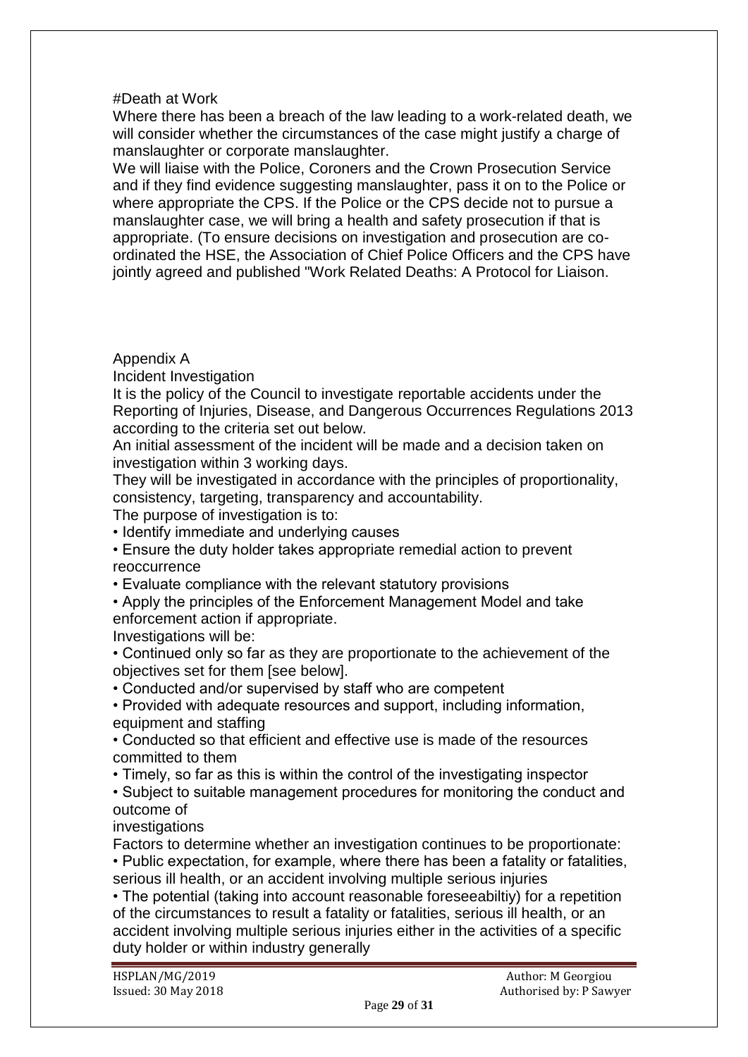#Death at Work

Where there has been a breach of the law leading to a work-related death, we will consider whether the circumstances of the case might justify a charge of manslaughter or corporate manslaughter.

We will liaise with the Police, Coroners and the Crown Prosecution Service and if they find evidence suggesting manslaughter, pass it on to the Police or where appropriate the CPS. If the Police or the CPS decide not to pursue a manslaughter case, we will bring a health and safety prosecution if that is appropriate. (To ensure decisions on investigation and prosecution are co-ordinated the HSE, the Association of Chief Police Officers and the CPS have jointly agreed and published "Work Related Deaths: A Protocol for Liaison.

## Appendix A

### Incident Investigation

It is the policy of the Council to investigate reportable accidents under the Reporting of Injuries, Disease, and Dangerous Occurrences Regulations 2013 according to the criteria set out below.

An initial assessment of the incident will be made and a decision taken on investigation within 3 working days.

They will be investigated in accordance with the principles of proportionality, consistency, targeting, transparency and accountability.

The purpose of investigation is to:

- Identify immediate and underlying causes
- Ensure the duty holder takes appropriate remedial action to prevent reoccurrence
- Evaluate compliance with the relevant statutory provisions
- Apply the principles of the Enforcement Management Model and take enforcement action if appropriate.

Investigations will be:

- Continued only so far as they are proportionate to the achievement of the objectives set for them [see below].
- Conducted and/or supervised by staff who are competent
- Provided with adequate resources and support, including information, equipment and staffing
- Conducted so that efficient and effective use is made of the resources committed to them
- Timely, so far as this is within the control of the investigating inspector
- Subject to suitable management procedures for monitoring the conduct and outcome of investigations

Factors to determine whether an investigation continues to be proportionate:

- Public expectation, for example, where there has been a fatality or fatalities, serious ill health, or an accident involving multiple serious injuries
- The potential (taking into account reasonable foreseeabiltiy) for a repetition of the circumstances to result a fatality or fatalities, serious ill health, or an accident involving multiple serious injuries either in the activities of a specific duty holder or within industry generally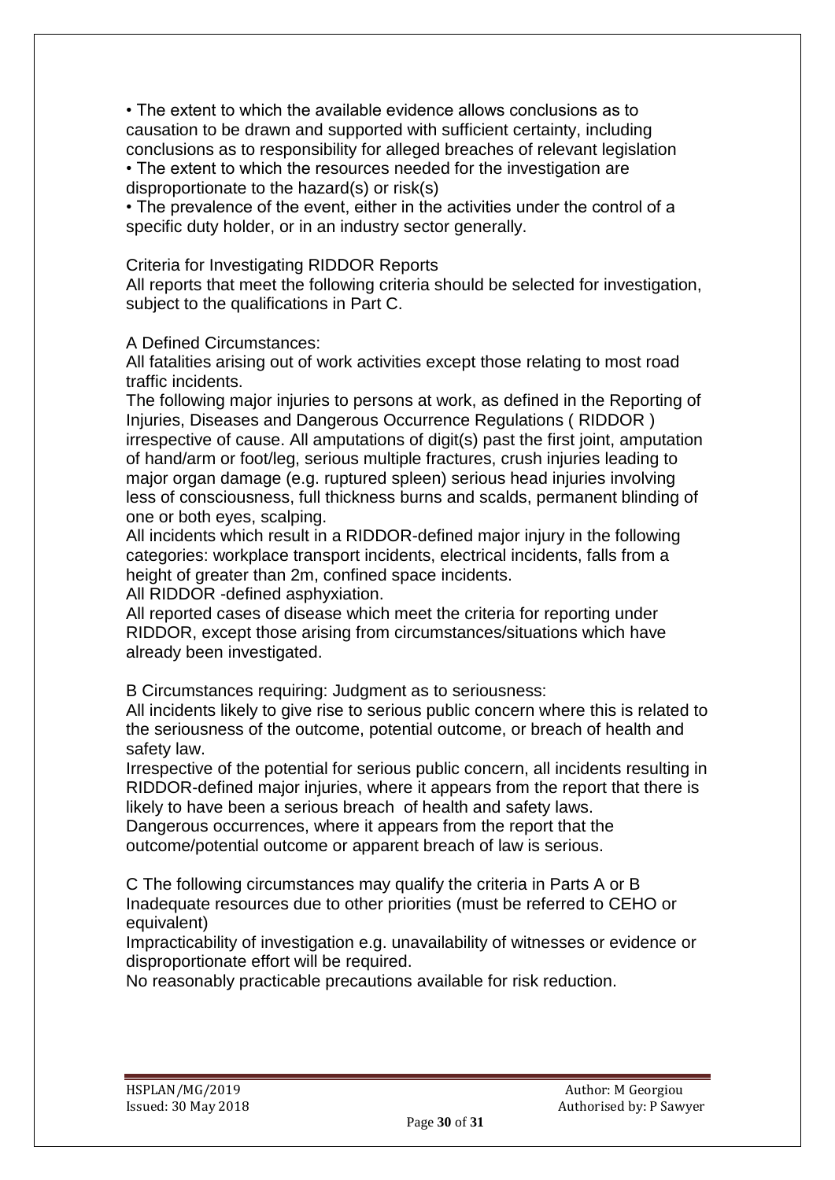- The extent to which the available evidence allows conclusions as to causation to be drawn and supported with sufficient certainty, including conclusions as to responsibility for alleged breaches of relevant legislation
- The extent to which the resources needed for the investigation are disproportionate to the hazard(s) or risk(s)
- The prevalence of the event, either in the activities under the control of a specific duty holder, or in an industry sector generally.

Criteria for Investigating RIDDOR Reports

All reports that meet the following criteria should be selected for investigation, subject to the qualifications in Part C.

A Defined Circumstances:

All fatalities arising out of work activities except those relating to most road traffic incidents.

The following major injuries to persons at work, as defined in the Reporting of Injuries, Diseases and Dangerous Occurrence Regulations ( RIDDOR ) irrespective of cause. All amputations of digit(s) past the first joint, amputation of hand/arm or foot/leg, serious multiple fractures, crush injuries leading to major organ damage (e.g. ruptured spleen) serious head injuries involving less of consciousness, full thickness burns and scalds, permanent blinding of one or both eyes, scalping.

All incidents which result in a RIDDOR-defined major injury in the following categories: workplace transport incidents, electrical incidents, falls from a height of greater than 2m, confined space incidents.

All RIDDOR -defined asphyxiation.

All reported cases of disease which meet the criteria for reporting under RIDDOR, except those arising from circumstances/situations which have already been investigated.

B Circumstances requiring: Judgment as to seriousness:

All incidents likely to give rise to serious public concern where this is related to the seriousness of the outcome, potential outcome, or breach of health and safety law.

Irrespective of the potential for serious public concern, all incidents resulting in RIDDOR-defined major injuries, where it appears from the report that there is likely to have been a serious breach of health and safety laws.

Dangerous occurrences, where it appears from the report that the outcome/potential outcome or apparent breach of law is serious.

C The following circumstances may qualify the criteria in Parts A or B

Inadequate resources due to other priorities (must be referred to CEHO or equivalent)

Impracticability of investigation e.g. unavailability of witnesses or evidence or disproportionate effort will be required.

No reasonably practicable precautions available for risk reduction.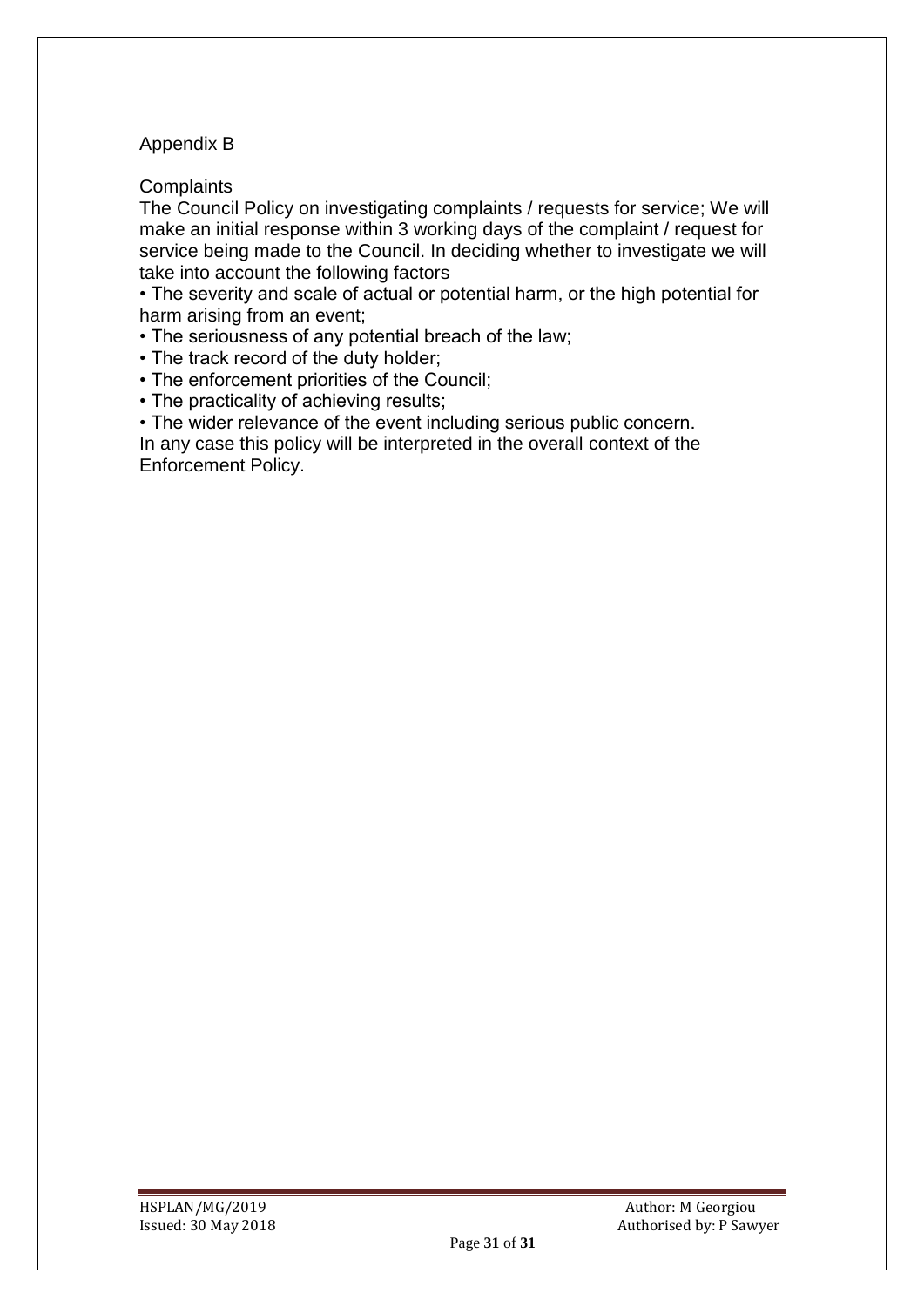## Appendix B

### Complaints

The Council Policy on investigating complaints / requests for service; We will make an initial response within 3 working days of the complaint / request for service being made to the Council. In deciding whether to investigate we will take into account the following factors

- The severity and scale of actual or potential harm, or the high potential for harm arising from an event;
- The seriousness of any potential breach of the law;
- The track record of the duty holder;
- The enforcement priorities of the Council;
- The practicality of achieving results;
- The wider relevance of the event including serious public concern.

In any case this policy will be interpreted in the overall context of the Enforcement Policy.